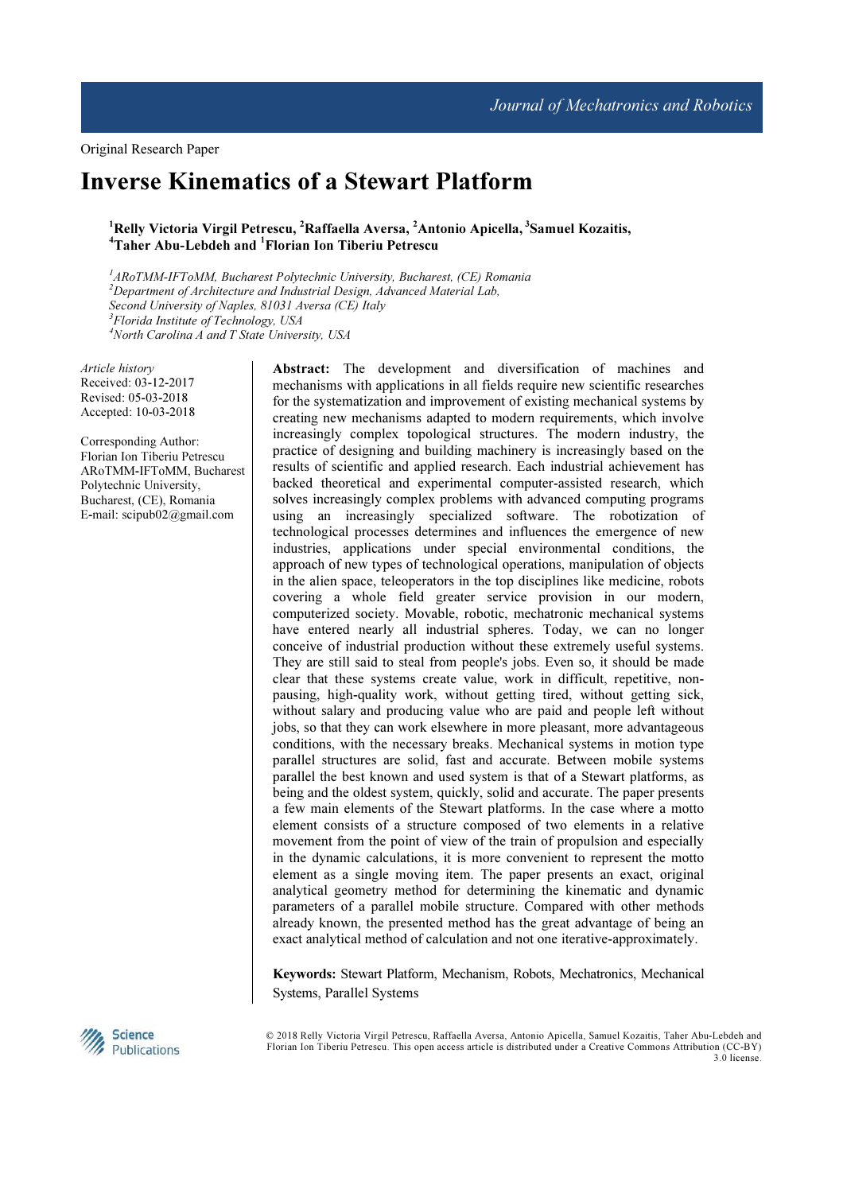Original Research Paper

# Inverse Kinematics of a Stewart Platform

[1]Relly Victoria Virgil Petrescu, [2]Raffaella Aversa, [2]Antonio Apicella, [3]Samuel Kozaitis, [4]Taher Abu-Lebdeh and [1]Florian Ion Tiberiu Petrescu

*[1]ARoTMM-IFToMM, Bucharest Polytechnic University, Bucharest, (CE) Romania*
*[2]Department of Architecture and Industrial Design, Advanced Material Lab, Second University of Naples, 81031 Aversa (CE) Italy*
*[3]Florida Institute of Technology, USA*
*[4]North Carolina A and T State University, USA*

*Article history*
Received: 03-12-2017
Revised: 05-03-2018
Accepted: 10-03-2018

Corresponding Author:
Florian Ion Tiberiu Petrescu
ARoTMM-IFToMM, Bucharest Polytechnic University, Bucharest, (CE), Romania
E-mail: scipub02@gmail.com

**Abstract:** The development and diversification of machines and mechanisms with applications in all fields require new scientific researches for the systematization and improvement of existing mechanical systems by creating new mechanisms adapted to modern requirements, which involve increasingly complex topological structures. The modern industry, the practice of designing and building machinery is increasingly based on the results of scientific and applied research. Each industrial achievement has backed theoretical and experimental computer-assisted research, which solves increasingly complex problems with advanced computing programs using an increasingly specialized software. The robotization of technological processes determines and influences the emergence of new industries, applications under special environmental conditions, the approach of new types of technological operations, manipulation of objects in the alien space, teleoperators in the top disciplines like medicine, robots covering a whole field greater service provision in our modern, computerized society. Movable, robotic, mechatronic mechanical systems have entered nearly all industrial spheres. Today, we can no longer conceive of industrial production without these extremely useful systems. They are still said to steal from people's jobs. Even so, it should be made clear that these systems create value, work in difficult, repetitive, non-pausing, high-quality work, without getting tired, without getting sick, without salary and producing value who are paid and people left without jobs, so that they can work elsewhere in more pleasant, more advantageous conditions, with the necessary breaks. Mechanical systems in motion type parallel structures are solid, fast and accurate. Between mobile systems parallel the best known and used system is that of a Stewart platforms, as being and the oldest system, quickly, solid and accurate. The paper presents a few main elements of the Stewart platforms. In the case where a motto element consists of a structure composed of two elements in a relative movement from the point of view of the train of propulsion and especially in the dynamic calculations, it is more convenient to represent the motto element as a single moving item. The paper presents an exact, original analytical geometry method for determining the kinematic and dynamic parameters of a parallel mobile structure. Compared with other methods already known, the presented method has the great advantage of being an exact analytical method of calculation and not one iterative-approximately.

**Keywords:** Stewart Platform, Mechanism, Robots, Mechatronics, Mechanical Systems, Parallel Systems

© 2018 Relly Victoria Virgil Petrescu, Raffaella Aversa, Antonio Apicella, Samuel Kozaitis, Taher Abu-Lebdeh and Florian Ion Tiberiu Petrescu. This open access article is distributed under a Creative Commons Attribution (CC-BY) 3.0 license.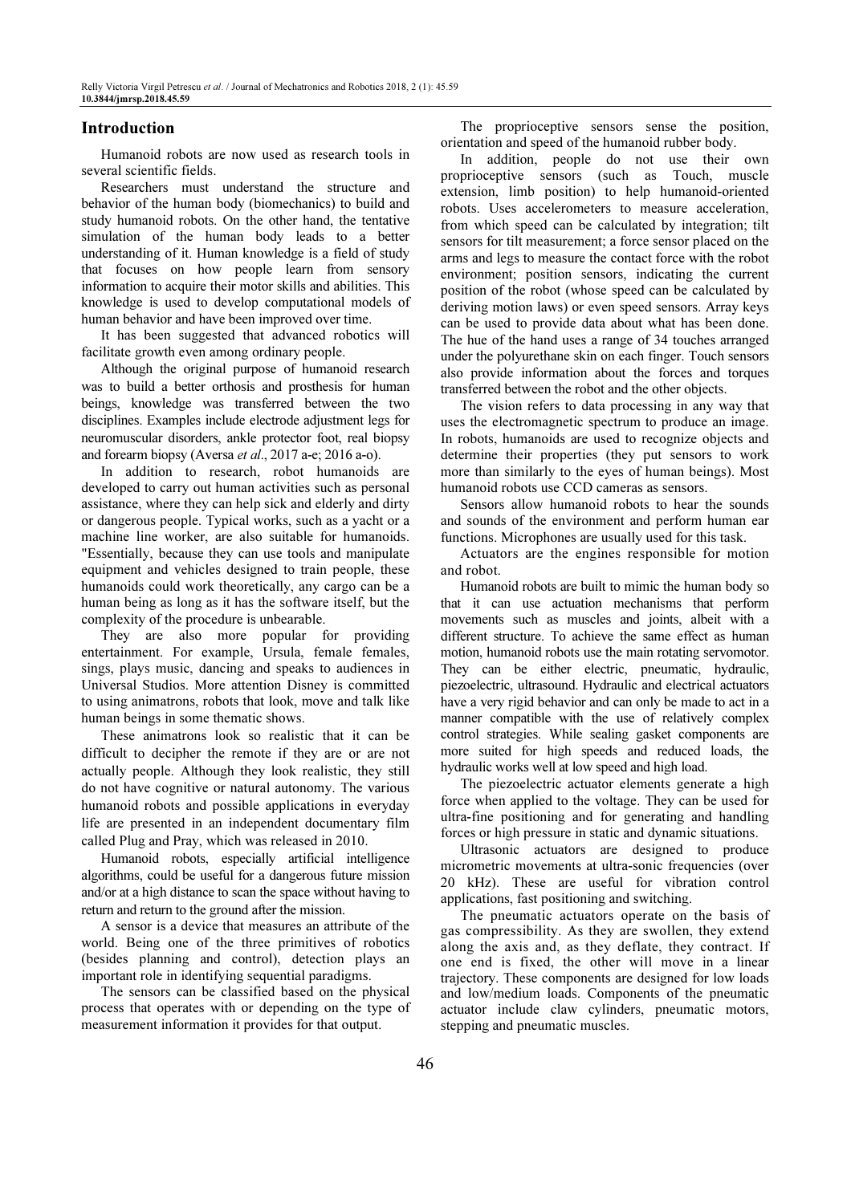## Introduction

Humanoid robots are now used as research tools in several scientific fields.

Researchers must understand the structure and behavior of the human body (biomechanics) to build and study humanoid robots. On the other hand, the tentative simulation of the human body leads to a better understanding of it. Human knowledge is a field of study that focuses on how people learn from sensory information to acquire their motor skills and abilities. This knowledge is used to develop computational models of human behavior and have been improved over time.

It has been suggested that advanced robotics will facilitate growth even among ordinary people.

Although the original purpose of humanoid research was to build a better orthosis and prosthesis for human beings, knowledge was transferred between the two disciplines. Examples include electrode adjustment legs for neuromuscular disorders, ankle protector foot, real biopsy and forearm biopsy (Aversa *et al*., 2017 a-e; 2016 a-o).

In addition to research, robot humanoids are developed to carry out human activities such as personal assistance, where they can help sick and elderly and dirty or dangerous people. Typical works, such as a yacht or a machine line worker, are also suitable for humanoids. "Essentially, because they can use tools and manipulate equipment and vehicles designed to train people, these humanoids could work theoretically, any cargo can be a human being as long as it has the software itself, but the complexity of the procedure is unbearable.

They are also more popular for providing entertainment. For example, Ursula, female females, sings, plays music, dancing and speaks to audiences in Universal Studios. More attention Disney is committed to using animatrons, robots that look, move and talk like human beings in some thematic shows.

These animatrons look so realistic that it can be difficult to decipher the remote if they are or are not actually people. Although they look realistic, they still do not have cognitive or natural autonomy. The various humanoid robots and possible applications in everyday life are presented in an independent documentary film called Plug and Pray, which was released in 2010.

Humanoid robots, especially artificial intelligence algorithms, could be useful for a dangerous future mission and/or at a high distance to scan the space without having to return and return to the ground after the mission.

A sensor is a device that measures an attribute of the world. Being one of the three primitives of robotics (besides planning and control), detection plays an important role in identifying sequential paradigms.

The sensors can be classified based on the physical process that operates with or depending on the type of measurement information it provides for that output.

The proprioceptive sensors sense the position, orientation and speed of the humanoid rubber body.

In addition, people do not use their own proprioceptive sensors (such as Touch, muscle extension, limb position) to help humanoid-oriented robots. Uses accelerometers to measure acceleration, from which speed can be calculated by integration; tilt sensors for tilt measurement; a force sensor placed on the arms and legs to measure the contact force with the robot environment; position sensors, indicating the current position of the robot (whose speed can be calculated by deriving motion laws) or even speed sensors. Array keys can be used to provide data about what has been done. The hue of the hand uses a range of 34 touches arranged under the polyurethane skin on each finger. Touch sensors also provide information about the forces and torques transferred between the robot and the other objects.

The vision refers to data processing in any way that uses the electromagnetic spectrum to produce an image. In robots, humanoids are used to recognize objects and determine their properties (they put sensors to work more than similarly to the eyes of human beings). Most humanoid robots use CCD cameras as sensors.

Sensors allow humanoid robots to hear the sounds and sounds of the environment and perform human ear functions. Microphones are usually used for this task.

Actuators are the engines responsible for motion and robot.

Humanoid robots are built to mimic the human body so that it can use actuation mechanisms that perform movements such as muscles and joints, albeit with a different structure. To achieve the same effect as human motion, humanoid robots use the main rotating servomotor. They can be either electric, pneumatic, hydraulic, piezoelectric, ultrasound. Hydraulic and electrical actuators have a very rigid behavior and can only be made to act in a manner compatible with the use of relatively complex control strategies. While sealing gasket components are more suited for high speeds and reduced loads, the hydraulic works well at low speed and high load.

The piezoelectric actuator elements generate a high force when applied to the voltage. They can be used for ultra-fine positioning and for generating and handling forces or high pressure in static and dynamic situations.

Ultrasonic actuators are designed to produce micrometric movements at ultra-sonic frequencies (over 20 kHz). These are useful for vibration control applications, fast positioning and switching.

The pneumatic actuators operate on the basis of gas compressibility. As they are swollen, they extend along the axis and, as they deflate, they contract. If one end is fixed, the other will move in a linear trajectory. These components are designed for low loads and low/medium loads. Components of the pneumatic actuator include claw cylinders, pneumatic motors, stepping and pneumatic muscles.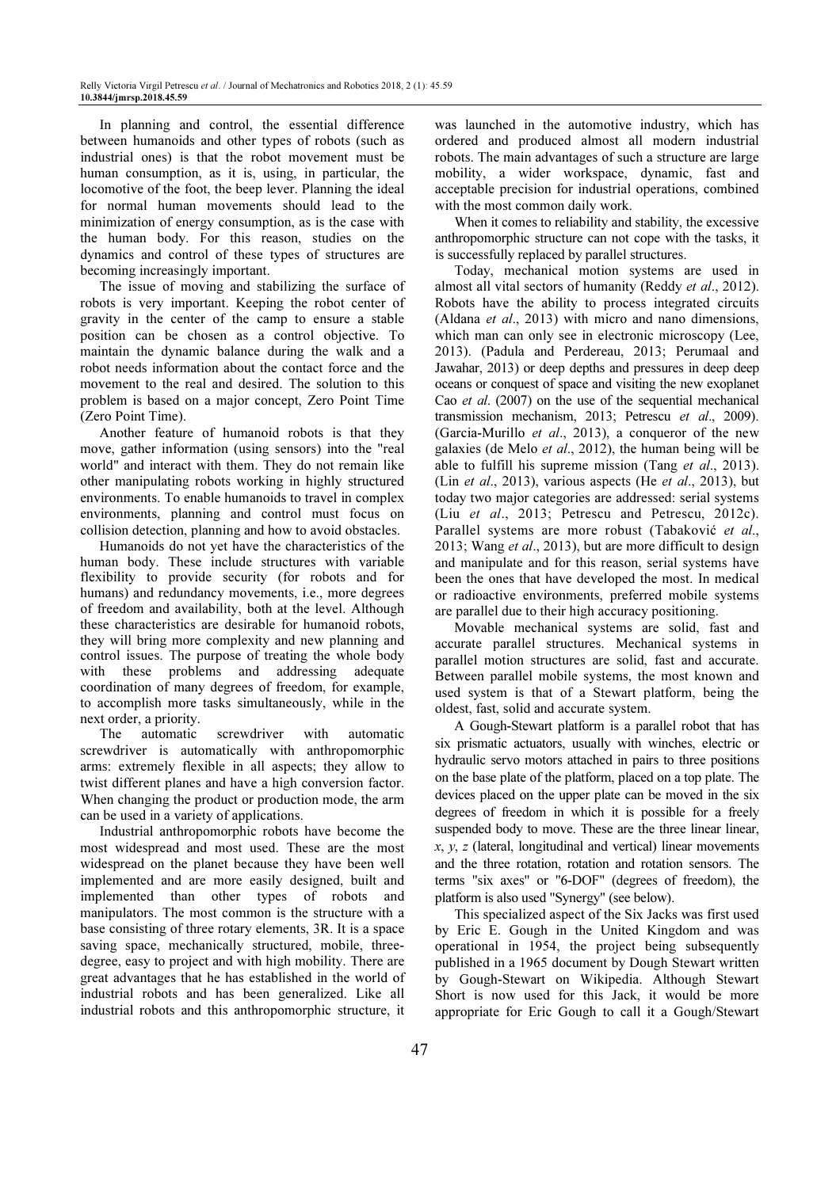In planning and control, the essential difference between humanoids and other types of robots (such as industrial ones) is that the robot movement must be human consumption, as it is, using, in particular, the locomotive of the foot, the beep lever. Planning the ideal for normal human movements should lead to the minimization of energy consumption, as is the case with the human body. For this reason, studies on the dynamics and control of these types of structures are becoming increasingly important.

The issue of moving and stabilizing the surface of robots is very important. Keeping the robot center of gravity in the center of the camp to ensure a stable position can be chosen as a control objective. To maintain the dynamic balance during the walk and a robot needs information about the contact force and the movement to the real and desired. The solution to this problem is based on a major concept, Zero Point Time (Zero Point Time).

Another feature of humanoid robots is that they move, gather information (using sensors) into the "real world" and interact with them. They do not remain like other manipulating robots working in highly structured environments. To enable humanoids to travel in complex environments, planning and control must focus on collision detection, planning and how to avoid obstacles.

Humanoids do not yet have the characteristics of the human body. These include structures with variable flexibility to provide security (for robots and for humans) and redundancy movements, i.e., more degrees of freedom and availability, both at the level. Although these characteristics are desirable for humanoid robots, they will bring more complexity and new planning and control issues. The purpose of treating the whole body with these problems and addressing adequate coordination of many degrees of freedom, for example, to accomplish more tasks simultaneously, while in the next order, a priority.

The automatic screwdriver with automatic screwdriver is automatically with anthropomorphic arms: extremely flexible in all aspects; they allow to twist different planes and have a high conversion factor. When changing the product or production mode, the arm can be used in a variety of applications.

Industrial anthropomorphic robots have become the most widespread and most used. These are the most widespread on the planet because they have been well implemented and are more easily designed, built and implemented than other types of robots and manipulators. The most common is the structure with a base consisting of three rotary elements, 3R. It is a space saving space, mechanically structured, mobile, three-degree, easy to project and with high mobility. There are great advantages that he has established in the world of industrial robots and has been generalized. Like all industrial robots and this anthropomorphic structure, it was launched in the automotive industry, which has ordered and produced almost all modern industrial robots. The main advantages of such a structure are large mobility, a wider workspace, dynamic, fast and acceptable precision for industrial operations, combined with the most common daily work.

When it comes to reliability and stability, the excessive anthropomorphic structure can not cope with the tasks, it is successfully replaced by parallel structures.

Today, mechanical motion systems are used in almost all vital sectors of humanity (Reddy *et al*., 2012). Robots have the ability to process integrated circuits (Aldana *et al*., 2013) with micro and nano dimensions, which man can only see in electronic microscopy (Lee, 2013). (Padula and Perdereau, 2013; Perumaal and Jawahar, 2013) or deep depths and pressures in deep deep oceans or conquest of space and visiting the new exoplanet Cao *et al*. (2007) on the use of the sequential mechanical transmission mechanism, 2013; Petrescu *et al*., 2009). (Garcia-Murillo *et al*., 2013), a conqueror of the new galaxies (de Melo *et al*., 2012), the human being will be able to fulfill his supreme mission (Tang *et al*., 2013). (Lin *et al*., 2013), various aspects (He *et al*., 2013), but today two major categories are addressed: serial systems (Liu *et al*., 2013; Petrescu and Petrescu, 2012c). Parallel systems are more robust (Tabaković *et al*., 2013; Wang *et al*., 2013), but are more difficult to design and manipulate and for this reason, serial systems have been the ones that have developed the most. In medical or radioactive environments, preferred mobile systems are parallel due to their high accuracy positioning.

Movable mechanical systems are solid, fast and accurate parallel structures. Mechanical systems in parallel motion structures are solid, fast and accurate. Between parallel mobile systems, the most known and used system is that of a Stewart platform, being the oldest, fast, solid and accurate system.

A Gough-Stewart platform is a parallel robot that has six prismatic actuators, usually with winches, electric or hydraulic servo motors attached in pairs to three positions on the base plate of the platform, placed on a top plate. The devices placed on the upper plate can be moved in the six degrees of freedom in which it is possible for a freely suspended body to move. These are the three linear linear, *x*, *y*, *z* (lateral, longitudinal and vertical) linear movements and the three rotation, rotation and rotation sensors. The terms "six axes" or "6-DOF" (degrees of freedom), the platform is also used "Synergy" (see below).

This specialized aspect of the Six Jacks was first used by Eric E. Gough in the United Kingdom and was operational in 1954, the project being subsequently published in a 1965 document by Dough Stewart written by Gough-Stewart on Wikipedia. Although Stewart Short is now used for this Jack, it would be more appropriate for Eric Gough to call it a Gough/Stewart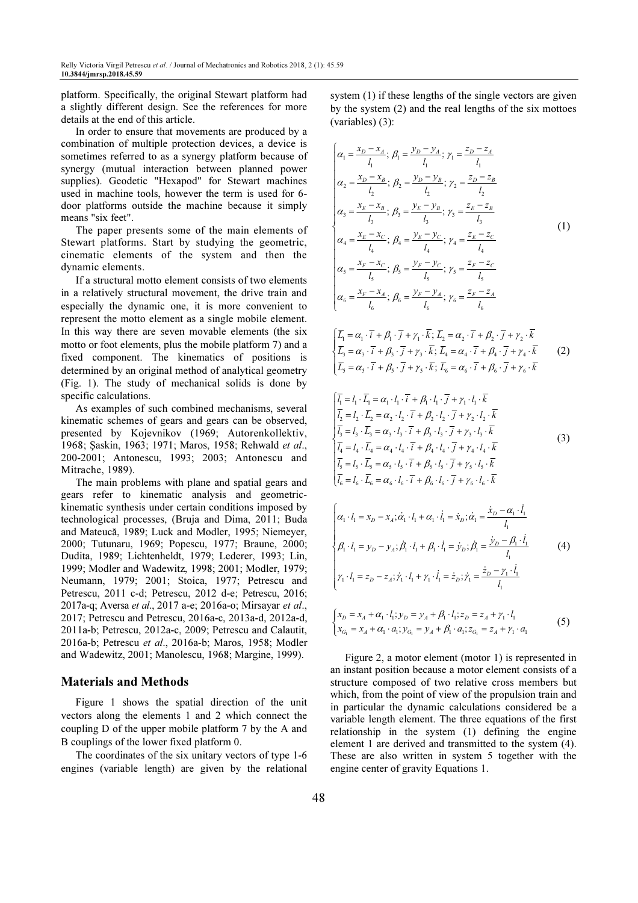platform. Specifically, the original Stewart platform had a slightly different design. See the references for more details at the end of this article.

In order to ensure that movements are produced by a combination of multiple protection devices, a device is sometimes referred to as a synergy platform because of synergy (mutual interaction between planned power supplies). Geodetic "Hexapod" for Stewart machines used in machine tools, however the term is used for 6-door platforms outside the machine because it simply means "six feet".

The paper presents some of the main elements of Stewart platforms. Start by studying the geometric, cinematic elements of the system and then the dynamic elements.

If a structural motto element consists of two elements in a relatively structural movement, the drive train and especially the dynamic one, it is more convenient to represent the motto element as a single mobile element. In this way there are seven movable elements (the six motto or foot elements, plus the mobile platform 7) and a fixed component. The kinematics of positions is determined by an original method of analytical geometry (Fig. 1). The study of mechanical solids is done by specific calculations.

As examples of such combined mechanisms, several kinematic schemes of gears and gears can be observed, presented by Kojevnikov (1969; Autorenkollektiv, 1968; Şaskin, 1963; 1971; Maros, 1958; Rehwald *et al*., 200-2001; Antonescu, 1993; 2003; Antonescu and Mitrache, 1989).

The main problems with plane and spatial gears and gears refer to kinematic analysis and geometric-kinematic synthesis under certain conditions imposed by technological processes, (Bruja and Dima, 2011; Buda and Mateucă, 1989; Luck and Modler, 1995; Niemeyer, 2000; Tutunaru, 1969; Popescu, 1977; Braune, 2000; Dudita, 1989; Lichtenheldt, 1979; Lederer, 1993; Lin, 1999; Modler and Wadewitz, 1998; 2001; Modler, 1979; Neumann, 1979; 2001; Stoica, 1977; Petrescu and Petrescu, 2011 c-d; Petrescu, 2012 d-e; Petrescu, 2016; 2017a-q; Aversa *et al*., 2017 a-e; 2016a-o; Mirsayar *et al*., 2017; Petrescu and Petrescu, 2016a-c, 2013a-d, 2012a-d, 2011a-b; Petrescu, 2012a-c, 2009; Petrescu and Calautit, 2016a-b; Petrescu *et al*., 2016a-b; Maros, 1958; Modler and Wadewitz, 2001; Manolescu, 1968; Margine, 1999).

## Materials and Methods

Figure 1 shows the spatial direction of the unit vectors along the elements 1 and 2 which connect the coupling D of the upper mobile platform 7 by the A and B couplings of the lower fixed platform 0.

The coordinates of the six unitary vectors of type 1-6 engines (variable length) are given by the relational system (1) if these lengths of the single vectors are given by the system (2) and the real lengths of the six mottoes (variables) (3):

$$
\begin{cases}
\alpha_1 = \dfrac{x_D - x_A}{l_1};\ \beta_1 = \dfrac{y_D - y_A}{l_1};\ \gamma_1 = \dfrac{z_D - z_A}{l_1} \\
\alpha_2 = \dfrac{x_D - x_B}{l_2};\ \beta_2 = \dfrac{y_D - y_B}{l_2};\ \gamma_2 = \dfrac{z_D - z_B}{l_2} \\
\alpha_3 = \dfrac{x_E - x_B}{l_3};\ \beta_3 = \dfrac{y_E - y_B}{l_3};\ \gamma_3 = \dfrac{z_E - z_B}{l_3} \\
\alpha_4 = \dfrac{x_E - x_C}{l_4};\ \beta_4 = \dfrac{y_E - y_C}{l_4};\ \gamma_4 = \dfrac{z_E - z_C}{l_4} \\
\alpha_5 = \dfrac{x_F - x_C}{l_5};\ \beta_5 = \dfrac{y_F - y_C}{l_5};\ \gamma_5 = \dfrac{z_F - z_C}{l_5} \\
\alpha_6 = \dfrac{x_F - x_A}{l_6};\ \beta_6 = \dfrac{y_F - y_A}{l_6};\ \gamma_6 = \dfrac{z_F - z_A}{l_6}
\end{cases}
\tag{1}
$$

$$
\begin{cases}
\overline{L_1} = \alpha_1 \cdot \overline{i} + \beta_1 \cdot \overline{j} + \gamma_1 \cdot \overline{k};\ \overline{L_2} = \alpha_2 \cdot \overline{i} + \beta_2 \cdot \overline{j} + \gamma_2 \cdot \overline{k} \\
\overline{L_3} = \alpha_3 \cdot \overline{i} + \beta_3 \cdot \overline{j} + \gamma_3 \cdot \overline{k};\ \overline{L_4} = \alpha_4 \cdot \overline{i} + \beta_4 \cdot \overline{j} + \gamma_4 \cdot \overline{k} \\
\overline{L_5} = \alpha_5 \cdot \overline{i} + \beta_5 \cdot \overline{j} + \gamma_5 \cdot \overline{k};\ \overline{L_6} = \alpha_6 \cdot \overline{i} + \beta_6 \cdot \overline{j} + \gamma_6 \cdot \overline{k}
\end{cases}
\tag{2}
$$

$$
\begin{cases}
\overline{l_1} = l_1 \cdot \overline{L_1} = \alpha_1 \cdot l_1 \cdot \overline{i} + \beta_1 \cdot l_1 \cdot \overline{j} + \gamma_1 \cdot l_1 \cdot \overline{k} \\
\overline{l_2} = l_2 \cdot \overline{L_2} = \alpha_2 \cdot l_2 \cdot \overline{i} + \beta_2 \cdot l_2 \cdot \overline{j} + \gamma_2 \cdot l_2 \cdot \overline{k} \\
\overline{l_3} = l_3 \cdot \overline{L_3} = \alpha_3 \cdot l_3 \cdot \overline{i} + \beta_3 \cdot l_3 \cdot \overline{j} + \gamma_3 \cdot l_3 \cdot \overline{k} \\
\overline{l_4} = l_4 \cdot \overline{L_4} = \alpha_4 \cdot l_4 \cdot \overline{i} + \beta_4 \cdot l_4 \cdot \overline{j} + \gamma_4 \cdot l_4 \cdot \overline{k} \\
\overline{l_5} = l_5 \cdot \overline{L_5} = \alpha_5 \cdot l_5 \cdot \overline{i} + \beta_5 \cdot l_5 \cdot \overline{j} + \gamma_5 \cdot l_5 \cdot \overline{k} \\
\overline{l_6} = l_6 \cdot \overline{L_6} = \alpha_6 \cdot l_6 \cdot \overline{i} + \beta_6 \cdot l_6 \cdot \overline{j} + \gamma_6 \cdot l_6 \cdot \overline{k}
\end{cases}
\tag{3}
$$

$$
\begin{cases}
\alpha_1 \cdot l_1 = x_D - x_A;\ \dot{\alpha}_1 \cdot l_1 + \alpha_1 \cdot \dot{l}_1 = \dot{x}_D;\ \dot{\alpha}_1 = \dfrac{\dot{x}_D - \alpha_1 \cdot \dot{l}_1}{l_1} \\
\beta_1 \cdot l_1 = y_D - y_A;\ \dot{\beta}_1 \cdot l_1 + \beta_1 \cdot \dot{l}_1 = \dot{y}_D;\ \dot{\beta}_1 = \dfrac{\dot{y}_D - \beta_1 \cdot \dot{l}_1}{l_1} \\
\gamma_1 \cdot l_1 = z_D - z_A;\ \dot{\gamma}_1 \cdot l_1 + \gamma_1 \cdot \dot{l}_1 = \dot{z}_D;\ \dot{\gamma}_1 = \dfrac{\dot{z}_D - \gamma_1 \cdot \dot{l}_1}{l_1}
\end{cases}
\tag{4}
$$

$$
\begin{cases}
x_D = x_A + \alpha_1 \cdot l_1;\ y_D = y_A + \beta_1 \cdot l_1;\ z_D = z_A + \gamma_1 \cdot l_1 \\
x_{G_1} = x_A + \alpha_1 \cdot a_1;\ y_{G_1} = y_A + \beta_1 \cdot a_1;\ z_{G_1} = z_A + \gamma_1 \cdot a_1
\end{cases}
\tag{5}
$$

Figure 2, a motor element (motor 1) is represented in an instant position because a motor element consists of a structure composed of two relative cross members but which, from the point of view of the propulsion train and in particular the dynamic calculations considered be a variable length element. The three equations of the first relationship in the system (1) defining the engine element 1 are derived and transmitted to the system (4). These are also written in system 5 together with the engine center of gravity Equations 1.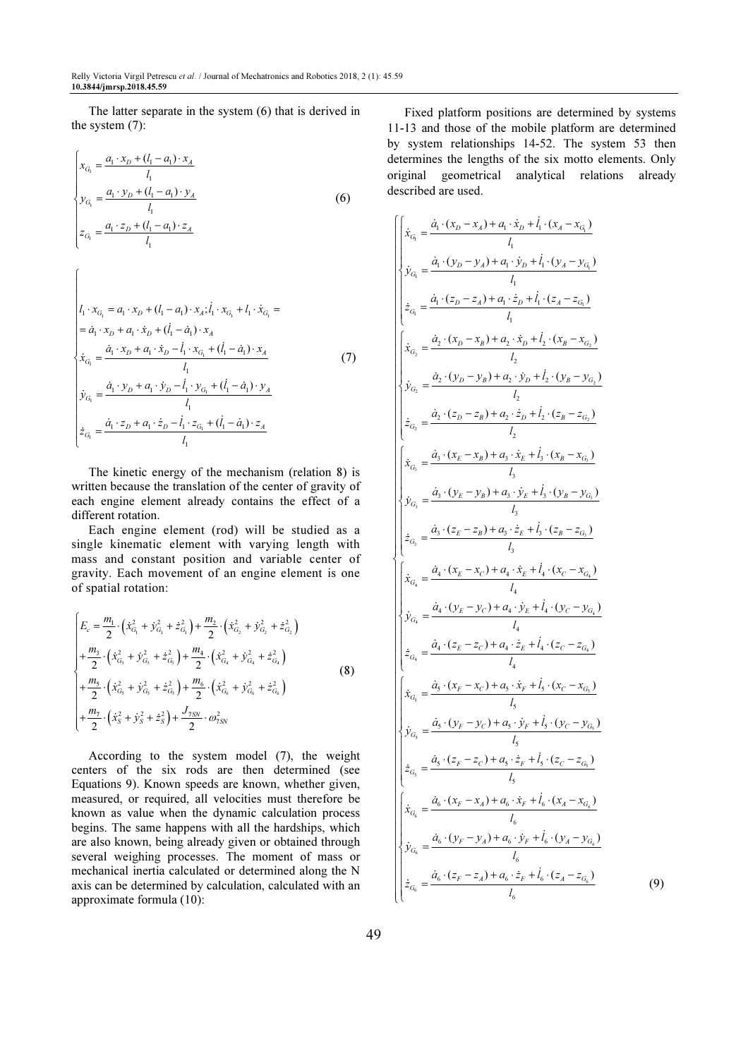The latter separate in the system (6) that is derived in the system (7):

$$\begin{cases} x_{G_1} = \dfrac{a_1 \cdot x_D + (l_1 - a_1) \cdot x_A}{l_1} \\ y_{G_1} = \dfrac{a_1 \cdot y_D + (l_1 - a_1) \cdot y_A}{l_1} \\ z_{G_1} = \dfrac{a_1 \cdot z_D + (l_1 - a_1) \cdot z_A}{l_1} \end{cases} \tag{6}$$

$$\begin{cases} l_1 \cdot x_{G_1} = a_1 \cdot x_D + (l_1 - a_1) \cdot x_A ; \dot{l}_1 \cdot x_{G_1} + l_1 \cdot \dot{x}_{G_1} = \\ = \dot{a}_1 \cdot x_D + a_1 \cdot \dot{x}_D + (\dot{l}_1 - \dot{a}_1) \cdot x_A \\ \dot{x}_{G_1} = \dfrac{\dot{a}_1 \cdot x_D + a_1 \cdot \dot{x}_D - \dot{l}_1 \cdot x_{G_1} + (\dot{l}_1 - \dot{a}_1) \cdot x_A}{l_1} \\ \dot{y}_{G_1} = \dfrac{\dot{a}_1 \cdot y_D + a_1 \cdot \dot{y}_D - \dot{l}_1 \cdot y_{G_1} + (\dot{l}_1 - \dot{a}_1) \cdot y_A}{l_1} \\ \dot{z}_{G_1} = \dfrac{\dot{a}_1 \cdot z_D + a_1 \cdot \dot{z}_D - \dot{l}_1 \cdot z_{G_1} + (\dot{l}_1 - \dot{a}_1) \cdot z_A}{l_1} \end{cases} \tag{7}$$

The kinetic energy of the mechanism (relation 8) is written because the translation of the center of gravity of each engine element already contains the effect of a different rotation.

Each engine element (rod) will be studied as a single kinematic element with varying length with mass and constant position and variable center of gravity. Each movement of an engine element is one of spatial rotation:

$$\begin{cases} E_c = \dfrac{m_1}{2} \cdot \left( \dot{x}_{G_1}^2 + \dot{y}_{G_1}^2 + \dot{z}_{G_1}^2 \right) + \dfrac{m_2}{2} \cdot \left( \dot{x}_{G_2}^2 + \dot{y}_{G_2}^2 + \dot{z}_{G_2}^2 \right) \\ + \dfrac{m_3}{2} \cdot \left( \dot{x}_{G_3}^2 + \dot{y}_{G_3}^2 + \dot{z}_{G_3}^2 \right) + \dfrac{m_4}{2} \cdot \left( \dot{x}_{G_4}^2 + \dot{y}_{G_4}^2 + \dot{z}_{G_4}^2 \right) \\ + \dfrac{m_5}{2} \cdot \left( \dot{x}_{G_5}^2 + \dot{y}_{G_5}^2 + \dot{z}_{G_5}^2 \right) + \dfrac{m_6}{2} \cdot \left( \dot{x}_{G_6}^2 + \dot{y}_{G_6}^2 + \dot{z}_{G_6}^2 \right) \\ + \dfrac{m_7}{2} \cdot \left( \dot{x}_S^2 + \dot{y}_S^2 + \dot{z}_S^2 \right) + \dfrac{J_{7SN}}{2} \cdot \omega_{7SN}^2 \end{cases} \tag{8}$$

According to the system model (7), the weight centers of the six rods are then determined (see Equations 9). Known speeds are known, whether given, measured, or required, all velocities must therefore be known as value when the dynamic calculation process begins. The same happens with all the hardships, which are also known, being already given or obtained through several weighing processes. The moment of mass or mechanical inertia calculated or determined along the N axis can be determined by calculation, calculated with an approximate formula (10):

Fixed platform positions are determined by systems 11-13 and those of the mobile platform are determined by system relationships 14-52. The system 53 then determines the lengths of the six motto elements. Only original geometrical analytical relations already described are used.

$$\begin{cases} \begin{cases} \dot{x}_{G_1} = \dfrac{\dot{a}_1 \cdot (x_D - x_A) + a_1 \cdot \dot{x}_D + \dot{l}_1 \cdot (x_A - x_{G_1})}{l_1} \\ \dot{y}_{G_1} = \dfrac{\dot{a}_1 \cdot (y_D - y_A) + a_1 \cdot \dot{y}_D + \dot{l}_1 \cdot (y_A - y_{G_1})}{l_1} \\ \dot{z}_{G_1} = \dfrac{\dot{a}_1 \cdot (z_D - z_A) + a_1 \cdot \dot{z}_D + \dot{l}_1 \cdot (z_A - z_{G_1})}{l_1} \end{cases} \\ \begin{cases} \dot{x}_{G_2} = \dfrac{\dot{a}_2 \cdot (x_D - x_B) + a_2 \cdot \dot{x}_D + \dot{l}_2 \cdot (x_B - x_{G_2})}{l_2} \\ \dot{y}_{G_2} = \dfrac{\dot{a}_2 \cdot (y_D - y_B) + a_2 \cdot \dot{y}_D + \dot{l}_2 \cdot (y_B - y_{G_2})}{l_2} \\ \dot{z}_{G_2} = \dfrac{\dot{a}_2 \cdot (z_D - z_B) + a_2 \cdot \dot{z}_D + \dot{l}_2 \cdot (z_B - z_{G_2})}{l_2} \end{cases} \\ \begin{cases} \dot{x}_{G_3} = \dfrac{\dot{a}_3 \cdot (x_E - x_B) + a_3 \cdot \dot{x}_E + \dot{l}_3 \cdot (x_B - x_{G_3})}{l_3} \\ \dot{y}_{G_3} = \dfrac{\dot{a}_3 \cdot (y_E - y_B) + a_3 \cdot \dot{y}_E + \dot{l}_3 \cdot (y_B - y_{G_3})}{l_3} \\ \dot{z}_{G_3} = \dfrac{\dot{a}_3 \cdot (z_E - z_B) + a_3 \cdot \dot{z}_E + \dot{l}_3 \cdot (z_B - z_{G_3})}{l_3} \end{cases} \\ \begin{cases} \dot{x}_{G_4} = \dfrac{\dot{a}_4 \cdot (x_E - x_C) + a_4 \cdot \dot{x}_E + \dot{l}_4 \cdot (x_C - x_{G_4})}{l_4} \\ \dot{y}_{G_4} = \dfrac{\dot{a}_4 \cdot (y_E - y_C) + a_4 \cdot \dot{y}_E + \dot{l}_4 \cdot (y_C - y_{G_4})}{l_4} \\ \dot{z}_{G_4} = \dfrac{\dot{a}_4 \cdot (z_E - z_C) + a_4 \cdot \dot{z}_E + \dot{l}_4 \cdot (z_C - z_{G_4})}{l_4} \end{cases} \\ \begin{cases} \dot{x}_{G_5} = \dfrac{\dot{a}_5 \cdot (x_F - x_C) + a_5 \cdot \dot{x}_F + \dot{l}_5 \cdot (x_C - x_{G_5})}{l_5} \\ \dot{y}_{G_5} = \dfrac{\dot{a}_5 \cdot (y_F - y_C) + a_5 \cdot \dot{y}_F + \dot{l}_5 \cdot (y_C - y_{G_5})}{l_5} \\ \dot{z}_{G_5} = \dfrac{\dot{a}_5 \cdot (z_F - z_C) + a_5 \cdot \dot{z}_F + \dot{l}_5 \cdot (z_C - z_{G_5})}{l_5} \end{cases} \\ \begin{cases} \dot{x}_{G_6} = \dfrac{\dot{a}_6 \cdot (x_F - x_A) + a_6 \cdot \dot{x}_F + \dot{l}_6 \cdot (x_A - x_{G_6})}{l_6} \\ \dot{y}_{G_6} = \dfrac{\dot{a}_6 \cdot (y_F - y_A) + a_6 \cdot \dot{y}_F + \dot{l}_6 \cdot (y_A - y_{G_6})}{l_6} \\ \dot{z}_{G_6} = \dfrac{\dot{a}_6 \cdot (z_F - z_A) + a_6 \cdot \dot{z}_F + \dot{l}_6 \cdot (z_A - z_{G_6})}{l_6} \end{cases} \end{cases} \tag{9}$$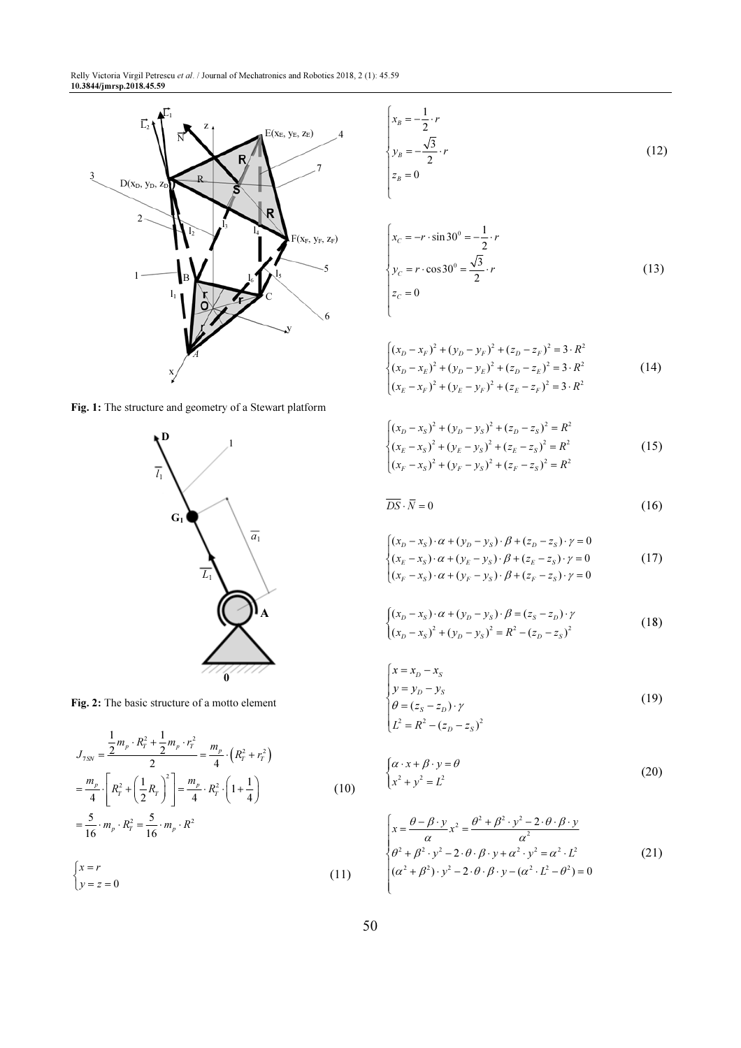**Fig. 1:** The structure and geometry of a Stewart platform

**Fig. 2:** The basic structure of a motto element

$$
\begin{aligned}
J_{7SN} &= \frac{\frac{1}{2} m_p \cdot R_T^2 + \frac{1}{2} m_p \cdot r_T^2}{2} = \frac{m_p}{4} \cdot \left(R_T^2 + r_T^2\right) \\
&= \frac{m_p}{4} \cdot \left[ R_T^2 + \left(\frac{1}{2} R_T\right)^2 \right] = \frac{m_p}{4} \cdot R_T^2 \cdot \left(1 + \frac{1}{4}\right) \\
&= \frac{5}{16} \cdot m_p \cdot R_T^2 = \frac{5}{16} \cdot m_p \cdot R^2
\end{aligned}
\tag{10}
$$

$$
\begin{cases}
x = r \\
y = z = 0
\end{cases}
\tag{11}
$$

$$
\begin{cases}
x_B = -\frac{1}{2} \cdot r \\
y_B = -\frac{\sqrt{3}}{2} \cdot r \\
z_B = 0
\end{cases}
\tag{12}
$$

$$
\begin{cases}
x_C = -r \cdot \sin 30^0 = -\frac{1}{2} \cdot r \\
y_C = r \cdot \cos 30^0 = \frac{\sqrt{3}}{2} \cdot r \\
z_C = 0
\end{cases}
\tag{13}
$$

$$
\begin{cases}
(x_D - x_F)^2 + (y_D - y_F)^2 + (z_D - z_F)^2 = 3 \cdot R^2 \\
(x_D - x_E)^2 + (y_D - y_E)^2 + (z_D - z_E)^2 = 3 \cdot R^2 \\
(x_E - x_F)^2 + (y_E - y_F)^2 + (z_E - z_F)^2 = 3 \cdot R^2
\end{cases}
\tag{14}
$$

$$
\begin{cases}
(x_D - x_S)^2 + (y_D - y_S)^2 + (z_D - z_S)^2 = R^2 \\
(x_E - x_S)^2 + (y_E - y_S)^2 + (z_E - z_S)^2 = R^2 \\
(x_F - x_S)^2 + (y_F - y_S)^2 + (z_F - z_S)^2 = R^2
\end{cases}
\tag{15}
$$

$$
\overline{DS} \cdot \overline{N} = 0
\tag{16}
$$

$$
\begin{cases}
(x_D - x_S) \cdot \alpha + (y_D - y_S) \cdot \beta + (z_D - z_S) \cdot \gamma = 0 \\
(x_E - x_S) \cdot \alpha + (y_E - y_S) \cdot \beta + (z_E - z_S) \cdot \gamma = 0 \\
(x_F - x_S) \cdot \alpha + (y_F - y_S) \cdot \beta + (z_F - z_S) \cdot \gamma = 0
\end{cases}
\tag{17}
$$

$$
\begin{cases}
(x_D - x_S) \cdot \alpha + (y_D - y_S) \cdot \beta = (z_S - z_D) \cdot \gamma \\
(x_D - x_S)^2 + (y_D - y_S)^2 = R^2 - (z_D - z_S)^2
\end{cases}
\tag{18}
$$

$$
\begin{cases}
x = x_D - x_S \\
y = y_D - y_S \\
\theta = (z_S - z_D) \cdot \gamma \\
L^2 = R^2 - (z_D - z_S)^2
\end{cases}
\tag{19}
$$

$$
\begin{cases}
\alpha \cdot x + \beta \cdot y = \theta \\
x^2 + y^2 = L^2
\end{cases}
\tag{20}
$$

$$
\begin{cases}
x = \frac{\theta - \beta \cdot y}{\alpha} \quad x^2 = \frac{\theta^2 + \beta^2 \cdot y^2 - 2 \cdot \theta \cdot \beta \cdot y}{\alpha^2} \\
\theta^2 + \beta^2 \cdot y^2 - 2 \cdot \theta \cdot \beta \cdot y + \alpha^2 \cdot y^2 = \alpha^2 \cdot L^2 \\
(\alpha^2 + \beta^2) \cdot y^2 - 2 \cdot \theta \cdot \beta \cdot y - (\alpha^2 \cdot L^2 - \theta^2) = 0
\end{cases}
\tag{21}
$$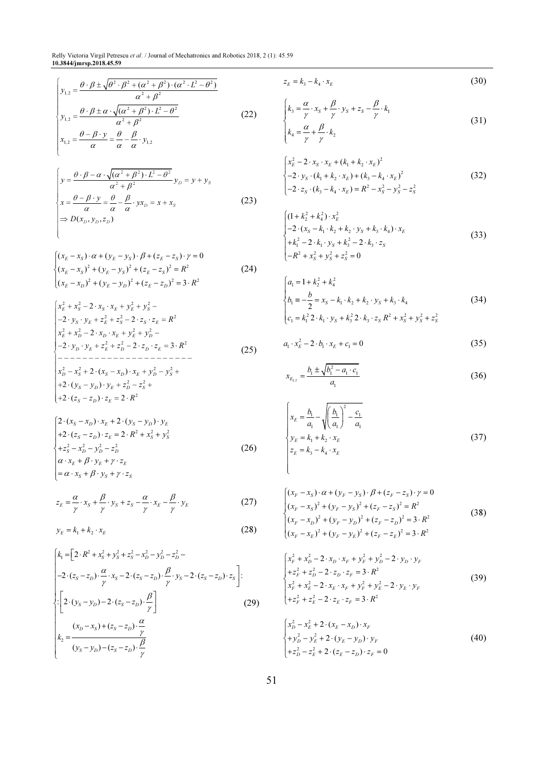$$
\begin{cases}
y_{1,2} = \dfrac{\theta \cdot \beta \pm \sqrt{\theta^2 \cdot \beta^2 + (\alpha^2 + \beta^2) \cdot (\alpha^2 \cdot L^2 - \theta^2)}}{\alpha^2 + \beta^2} \\
y_{1,2} = \dfrac{\theta \cdot \beta \pm \alpha \cdot \sqrt{(\alpha^2 + \beta^2) \cdot L^2 - \theta^2}}{\alpha^2 + \beta^2} \\
x_{1,2} = \dfrac{\theta - \beta \cdot y}{\alpha} = \dfrac{\theta}{\alpha} - \dfrac{\beta}{\alpha} \cdot y_{1,2}
\end{cases}
\tag{22}
$$

$$
\begin{cases}
y = \dfrac{\theta \cdot \beta - \alpha \cdot \sqrt{(\alpha^2 + \beta^2) \cdot L^2 - \theta^2}}{\alpha^2 + \beta^2} y_D = y + y_S \\
x = \dfrac{\theta - \beta \cdot y}{\alpha} = \dfrac{\theta}{\alpha} - \dfrac{\beta}{\alpha} \cdot y x_D = x + x_S \\
\Rightarrow D(x_D, y_D, z_D)
\end{cases}
\tag{23}
$$

$$
\begin{cases}
(x_E - x_S) \cdot \alpha + (y_E - y_S) \cdot \beta + (z_E - z_S) \cdot \gamma = 0 \\
(x_E - x_S)^2 + (y_E - y_S)^2 + (z_E - z_S)^2 = R^2 \\
(x_E - x_D)^2 + (y_E - y_D)^2 + (z_E - z_D)^2 = 3 \cdot R^2
\end{cases}
\tag{24}
$$

$$
\begin{cases}
x_E^2 + x_S^2 - 2 \cdot x_S \cdot x_E + y_E^2 + y_S^2 - \\
-2 \cdot y_S \cdot y_E + z_E^2 + z_S^2 - 2 \cdot z_S \cdot z_E = R^2 \\
x_E^2 + x_D^2 - 2 \cdot x_D \cdot x_E + y_E^2 + y_D^2 - \\
-2 \cdot y_D \cdot y_E + z_E^2 + z_D^2 - 2 \cdot z_D \cdot z_E = 3 \cdot R^2 \\
\text{-------------------------} \\
x_D^2 - x_S^2 + 2 \cdot (x_S - x_D) \cdot x_E + y_D^2 - y_S^2 + \\
+2 \cdot (y_S - y_D) \cdot y_E + z_D^2 - z_S^2 + \\
+2 \cdot (z_S - z_D) \cdot z_E = 2 \cdot R^2
\end{cases}
\tag{25}
$$

$$
\begin{cases}
2 \cdot (x_S - x_D) \cdot x_E + 2 \cdot (y_S - y_D) \cdot y_E \\
+2 \cdot (z_S - z_D) \cdot z_E = 2 \cdot R^2 + x_S^2 + y_S^2 \\
+z_S^2 - x_D^2 - y_D^2 - z_D^2 \\
\alpha \cdot x_E + \beta \cdot y_E + \gamma \cdot z_E \\
= \alpha \cdot x_S + \beta \cdot y_S + \gamma \cdot z_S
\end{cases}
\tag{26}
$$

$$
z_E = \frac{\alpha}{\gamma} \cdot x_S + \frac{\beta}{\gamma} \cdot y_S + z_S - \frac{\alpha}{\gamma} \cdot x_E - \frac{\beta}{\gamma} \cdot y_E
\tag{27}
$$

$$
y_E = k_1 + k_2 \cdot x_E
\tag{28}
$$

$$
\begin{cases}
k_1 = \Big[ 2 \cdot R^2 + x_S^2 + y_S^2 + z_S^2 - x_D^2 - y_D^2 - z_D^2 - \\
-2 \cdot (z_S - z_D) \cdot \dfrac{\alpha}{\gamma} \cdot x_S - 2 \cdot (z_S - z_D) \cdot \dfrac{\beta}{\gamma} \cdot y_S - 2 \cdot (z_S - z_D) \cdot z_S \Big] : \\
: \Big[ 2 \cdot (y_S - y_D) - 2 \cdot (z_S - z_D) \cdot \dfrac{\beta}{\gamma} \Big] \\
k_2 = \dfrac{(x_D - x_S) + (z_S - z_D) \cdot \dfrac{\alpha}{\gamma}}{(y_S - y_D) - (z_S - z_D) \cdot \dfrac{\beta}{\gamma}}
\end{cases}
\tag{29}
$$

$$
z_E = k_3 - k_4 \cdot x_E
\tag{30}
$$

$$
\begin{cases}
k_3 = \dfrac{\alpha}{\gamma} \cdot x_S + \dfrac{\beta}{\gamma} \cdot y_S + z_S - \dfrac{\beta}{\gamma} \cdot k_1 \\
k_4 = \dfrac{\alpha}{\gamma} + \dfrac{\beta}{\gamma} \cdot k_2
\end{cases}
\tag{31}
$$

$$
\begin{cases}
x_E^2 - 2 \cdot x_S \cdot x_E + (k_1 + k_2 \cdot x_E)^2 \\
-2 \cdot y_S \cdot (k_1 + k_2 \cdot x_E) + (k_3 - k_4 \cdot x_E)^2 \\
-2 \cdot z_S \cdot (k_3 - k_4 \cdot x_E) = R^2 - x_S^2 - y_S^2 - z_S^2
\end{cases}
\tag{32}
$$

$$
\begin{cases}
(1 + k_2^2 + k_4^2) \cdot x_E^2 \\
-2 \cdot (x_S - k_1 \cdot k_2 + k_2 \cdot y_S + k_3 \cdot k_4) \cdot x_E \\
+k_1^2 - 2 \cdot k_1 \cdot y_S + k_3^2 - 2 \cdot k_3 \cdot z_S \\
-R^2 + x_S^2 + y_S^2 + z_S^2 = 0
\end{cases}
\tag{33}
$$

$$
\begin{cases}
a_1 = 1 + k_2^2 + k_4^2 \\
b_1 \equiv -\dfrac{b}{2} = x_S - k_1 \cdot k_2 + k_2 \cdot y_S + k_3 \cdot k_4 \\
c_1 = k_1^2 2 \cdot k_1 \cdot y_S + k_3^2 2 \cdot k_3 \cdot z_S R^2 + x_S^2 + y_S^2 + z_S^2
\end{cases}
\tag{34}
$$

$$
a_1 \cdot x_E^2 - 2 \cdot b_1 \cdot x_E + c_1 = 0
\tag{35}
$$

$$
x_{E_{1,2}} = \frac{b_1 \pm \sqrt{b_1^2 - a_1 \cdot c_1}}{a_1}
\tag{36}
$$

$$
\begin{cases}
x_E = \dfrac{b_1}{a_1} - \sqrt{\left(\dfrac{b_1}{a_1}\right)^2 - \dfrac{c_1}{a_1}} \\
y_E = k_1 + k_2 \cdot x_E \\
z_E = k_3 - k_4 \cdot x_E
\end{cases}
\tag{37}
$$

$$
\begin{cases}
(x_F - x_S) \cdot \alpha + (y_F - y_S) \cdot \beta + (z_F - z_S) \cdot \gamma = 0 \\
(x_F - x_S)^2 + (y_F - y_S)^2 + (z_F - z_S)^2 = R^2 \\
(x_F - x_D)^2 + (y_F - y_D)^2 + (z_F - z_D)^2 = 3 \cdot R^2 \\
(x_F - x_E)^2 + (y_F - y_E)^2 + (z_F - z_E)^2 = 3 \cdot R^2
\end{cases}
\tag{38}
$$

$$
\begin{cases}
x_F^2 + x_D^2 - 2 \cdot x_D \cdot x_F + y_F^2 + y_D^2 - 2 \cdot y_D \cdot y_F \\
+z_F^2 + z_D^2 - 2 \cdot z_D \cdot z_F = 3 \cdot R^2 \\
x_F^2 + x_E^2 - 2 \cdot x_E \cdot x_F + y_F^2 + y_E^2 - 2 \cdot y_E \cdot y_F \\
+z_F^2 + z_E^2 - 2 \cdot z_E \cdot z_F = 3 \cdot R^2
\end{cases}
\tag{39}
$$

$$
\begin{cases}
x_D^2 - x_E^2 + 2 \cdot (x_E - x_D) \cdot x_F \\
+y_D^2 - y_E^2 + 2 \cdot (y_E - y_D) \cdot y_F \\
+z_D^2 - z_E^2 + 2 \cdot (z_E - z_D) \cdot z_F = 0
\end{cases}
\tag{40}
$$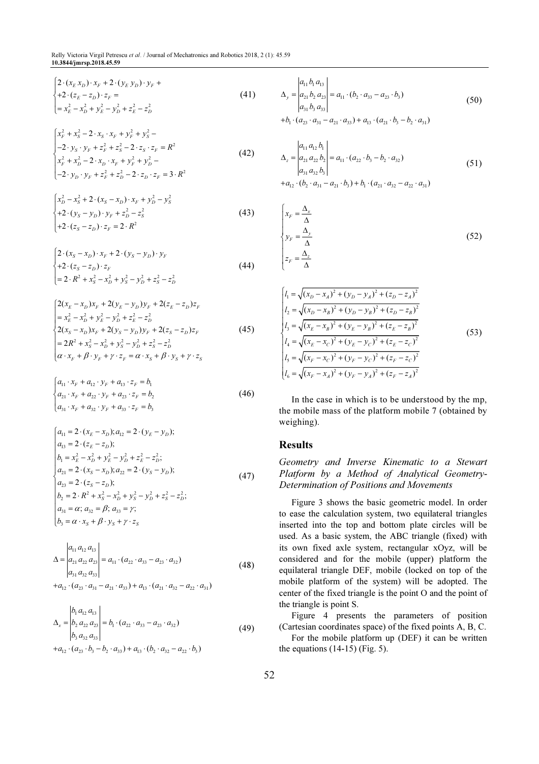$$
\begin{cases}
2\cdot(x_E\, x_D)\cdot x_F + 2\cdot(y_E\, y_D)\cdot y_F + \\
+2\cdot(z_E - z_D)\cdot z_F = \\
= x_E^2 - x_D^2 + y_E^2 - y_D^2 + z_E^2 - z_D^2
\end{cases}
\tag{41}
$$

$$
\begin{cases}
x_F^2 + x_S^2 - 2\cdot x_S\cdot x_F + y_F^2 + y_S^2 - \\
-2\cdot y_S\cdot y_F + z_F^2 + z_S^2 - 2\cdot z_S\cdot z_F = R^2 \\
x_F^2 + x_D^2 - 2\cdot x_D\cdot x_F + y_F^2 + y_D^2 - \\
-2\cdot y_D\cdot y_F + z_F^2 + z_D^2 - 2\cdot z_D\cdot z_F = 3\cdot R^2
\end{cases}
\tag{42}
$$

$$
\begin{cases}
x_D^2 - x_S^2 + 2\cdot(x_S - x_D)\cdot x_F + y_D^2 - y_S^2 \\
+2\cdot(y_S - y_D)\cdot y_F + z_D^2 - z_S^2 \\
+2\cdot(z_S - z_D)\cdot z_F = 2\cdot R^2
\end{cases}
\tag{43}
$$

$$
\begin{cases}
2\cdot(x_S - x_D)\cdot x_F + 2\cdot(y_S - y_D)\cdot y_F \\
+2\cdot(z_S - z_D)\cdot z_F \\
= 2\cdot R^2 + x_S^2 - x_D^2 + y_S^2 - y_D^2 + z_S^2 - z_D^2
\end{cases}
\tag{44}
$$

$$
\begin{cases}
2(x_E - x_D)x_F + 2(y_E - y_D)y_F + 2(z_E - z_D)z_F \\
= x_E^2 - x_D^2 + y_E^2 - y_D^2 + z_E^2 - z_D^2 \\
2(x_S - x_D)x_F + 2(y_S - y_D)y_F + 2(z_S - z_D)z_F \\
= 2R^2 + x_S^2 - x_D^2 + y_S^2 - y_D^2 + z_S^2 - z_D^2 \\
\alpha\cdot x_F + \beta\cdot y_F + \gamma\cdot z_F = \alpha\cdot x_S + \beta\cdot y_S + \gamma\cdot z_S
\end{cases}
\tag{45}
$$

$$
\begin{cases}
a_{11}\cdot x_F + a_{12}\cdot y_F + a_{13}\cdot z_F = b_1 \\
a_{21}\cdot x_F + a_{22}\cdot y_F + a_{23}\cdot z_F = b_2 \\
a_{31}\cdot x_F + a_{32}\cdot y_F + a_{33}\cdot z_F = b_3
\end{cases}
\tag{46}
$$

$$
\begin{cases}
a_{11} = 2\cdot(x_E - x_D); a_{12} = 2\cdot(y_E - y_D); \\
a_{13} = 2\cdot(z_E - z_D); \\
b_1 = x_E^2 - x_D^2 + y_E^2 - y_D^2 + z_E^2 - z_D^2; \\
a_{21} = 2\cdot(x_S - x_D); a_{22} = 2\cdot(y_S - y_D); \\
a_{23} = 2\cdot(z_S - z_D); \\
b_2 = 2\cdot R^2 + x_S^2 - x_D^2 + y_S^2 - y_D^2 + z_S^2 - z_D^2; \\
a_{31} = \alpha;\ a_{32} = \beta;\ a_{33} = \gamma; \\
b_3 = \alpha\cdot x_S + \beta\cdot y_S + \gamma\cdot z_S
\end{cases}
\tag{47}
$$

$$
\Delta = \begin{vmatrix} a_{11}\, a_{12}\, a_{13} \\ a_{21}\, a_{22}\, a_{23} \\ a_{31}\, a_{32}\, a_{33} \end{vmatrix} = a_{11}\cdot(a_{22}\cdot a_{33} - a_{23}\cdot a_{32})
$$
$$
+a_{12}\cdot(a_{23}\cdot a_{31} - a_{21}\cdot a_{33}) + a_{13}\cdot(a_{21}\cdot a_{32} - a_{22}\cdot a_{31})
\tag{48}
$$

$$
\Delta_x = \begin{vmatrix} b_1\, a_{12}\, a_{13} \\ b_2\, a_{22}\, a_{23} \\ b_3\, a_{32}\, a_{33} \end{vmatrix} = b_1\cdot(a_{22}\cdot a_{33} - a_{23}\cdot a_{32})
$$
$$
+a_{12}\cdot(a_{23}\cdot b_3 - b_2\cdot a_{33}) + a_{13}\cdot(b_2\cdot a_{32} - a_{22}\cdot b_3)
\tag{49}
$$

$$
\Delta_y = \begin{vmatrix} a_{11}\, b_1\, a_{13} \\ a_{21}\, b_2\, a_{23} \\ a_{31}\, b_3\, a_{33} \end{vmatrix} = a_{11}\cdot(b_2\cdot a_{33} - a_{23}\cdot b_3)
$$
$$
+b_1\cdot(a_{23}\cdot a_{31} - a_{21}\cdot a_{33}) + a_{13}\cdot(a_{21}\cdot b_3 - b_2\cdot a_{31})
\tag{50}
$$

$$
\Delta_z = \begin{vmatrix} a_{11}\, a_{12}\, b_1 \\ a_{21}\, a_{22}\, b_2 \\ a_{31}\, a_{32}\, b_3 \end{vmatrix} = a_{11}\cdot(a_{22}\cdot b_3 - b_2\cdot a_{32})
$$
$$
+a_{12}\cdot(b_2\cdot a_{31} - a_{21}\cdot b_3) + b_1\cdot(a_{21}\cdot a_{32} - a_{22}\cdot a_{31})
\tag{51}
$$

$$
\begin{cases}
x_F = \dfrac{\Delta_x}{\Delta} \\
y_F = \dfrac{\Delta_y}{\Delta} \\
z_F = \dfrac{\Delta_z}{\Delta}
\end{cases}
\tag{52}
$$

$$
\begin{cases}
l_1 = \sqrt{(x_D - x_A)^2 + (y_D - y_A)^2 + (z_D - z_A)^2} \\
l_2 = \sqrt{(x_D - x_B)^2 + (y_D - y_B)^2 + (z_D - z_B)^2} \\
l_3 = \sqrt{(x_E - x_B)^2 + (y_E - y_B)^2 + (z_E - z_B)^2} \\
l_4 = \sqrt{(x_E - x_C)^2 + (y_E - y_C)^2 + (z_E - z_C)^2} \\
l_5 = \sqrt{(x_F - x_C)^2 + (y_F - y_C)^2 + (z_F - z_C)^2} \\
l_6 = \sqrt{(x_F - x_A)^2 + (y_F - y_A)^2 + (z_F - z_A)^2}
\end{cases}
\tag{53}
$$

In the case in which is to be understood by the mp, the mobile mass of the platform mobile 7 (obtained by weighing).

## Results

### *Geometry and Inverse Kinematic to a Stewart Platform by a Method of Analytical Geometry-Determination of Positions and Movements*

Figure 3 shows the basic geometric model. In order to ease the calculation system, two equilateral triangles inserted into the top and bottom plate circles will be used. As a basic system, the ABC triangle (fixed) with its own fixed axle system, rectangular xOyz, will be considered and for the mobile (upper) platform the equilateral triangle DEF, mobile (locked on top of the mobile platform of the system) will be adopted. The center of the fixed triangle is the point O and the point of the triangle is point S.

Figure 4 presents the parameters of position (Cartesian coordinates space) of the fixed points A, B, C.

For the mobile platform up (DEF) it can be written the equations (14-15) (Fig. 5).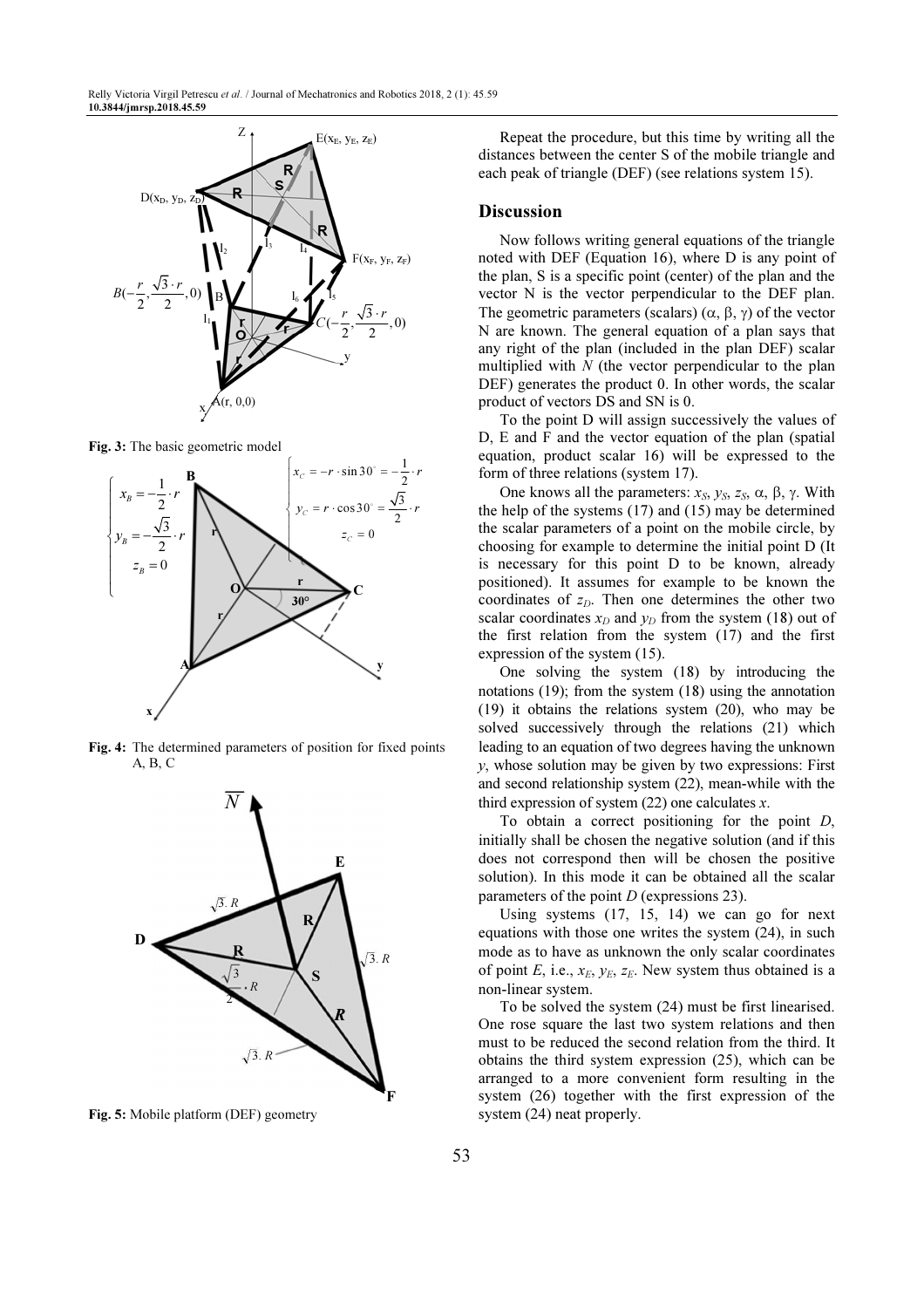Fig. 3: The basic geometric model

Fig. 4: The determined parameters of position for fixed points A, B, C

Fig. 5: Mobile platform (DEF) geometry

Repeat the procedure, but this time by writing all the distances between the center S of the mobile triangle and each peak of triangle (DEF) (see relations system 15).

## Discussion

Now follows writing general equations of the triangle noted with DEF (Equation 16), where D is any point of the plan, S is a specific point (center) of the plan and the vector N is the vector perpendicular to the DEF plan. The geometric parameters (scalars) ($\alpha$, $\beta$, $\gamma$) of the vector N are known. The general equation of a plan says that any right of the plan (included in the plan DEF) scalar multiplied with *N* (the vector perpendicular to the plan DEF) generates the product 0. In other words, the scalar product of vectors DS and SN is 0.

To the point D will assign successively the values of D, E and F and the vector equation of the plan (spatial equation, product scalar 16) will be expressed to the form of three relations (system 17).

One knows all the parameters: $x_S$, $y_S$, $z_S$, $\alpha$, $\beta$, $\gamma$. With the help of the systems (17) and (15) may be determined the scalar parameters of a point on the mobile circle, by choosing for example to determine the initial point D (It is necessary for this point D to be known, already positioned). It assumes for example to be known the coordinates of $z_D$. Then one determines the other two scalar coordinates $x_D$ and $y_D$ from the system (18) out of the first relation from the system (17) and the first expression of the system (15).

One solving the system (18) by introducing the notations (19); from the system (18) using the annotation (19) it obtains the relations system (20), who may be solved successively through the relations (21) which leading to an equation of two degrees having the unknown *y*, whose solution may be given by two expressions: First and second relationship system (22), mean-while with the third expression of system (22) one calculates *x*.

To obtain a correct positioning for the point *D*, initially shall be chosen the negative solution (and if this does not correspond then will be chosen the positive solution). In this mode it can be obtained all the scalar parameters of the point *D* (expressions 23).

Using systems (17, 15, 14) we can go for next equations with those one writes the system (24), in such mode as to have as unknown the only scalar coordinates of point *E*, i.e., $x_E$, $y_E$, $z_E$. New system thus obtained is a non-linear system.

To be solved the system (24) must be first linearised. One rose square the last two system relations and then must to be reduced the second relation from the third. It obtains the third system expression (25), which can be arranged to a more convenient form resulting in the system (26) together with the first expression of the system (24) neat properly.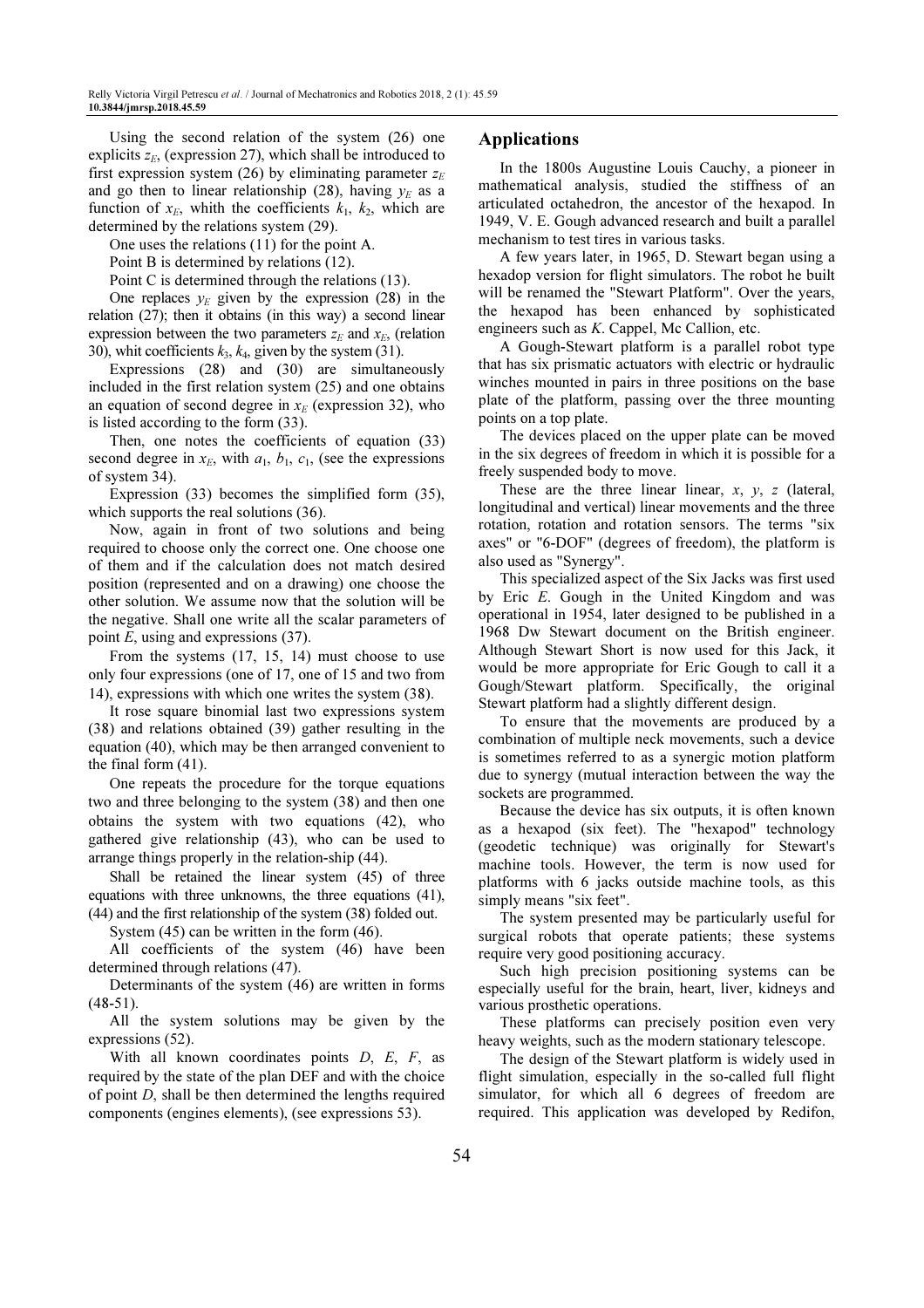Using the second relation of the system (26) one explicits $z_E$, (expression 27), which shall be introduced to first expression system (26) by eliminating parameter $z_E$ and go then to linear relationship (28), having $y_E$ as a function of $x_E$, whith the coefficients $k_1$, $k_2$, which are determined by the relations system (29).

One uses the relations (11) for the point A.

Point B is determined by relations (12).

Point C is determined through the relations (13).

One replaces $y_E$ given by the expression (28) in the relation (27); then it obtains (in this way) a second linear expression between the two parameters $z_E$ and $x_E$, (relation 30), whit coefficients $k_3$, $k_4$, given by the system (31).

Expressions (28) and (30) are simultaneously included in the first relation system (25) and one obtains an equation of second degree in $x_E$ (expression 32), who is listed according to the form (33).

Then, one notes the coefficients of equation (33) second degree in $x_E$, with $a_1$, $b_1$, $c_1$, (see the expressions of system 34).

Expression (33) becomes the simplified form (35), which supports the real solutions (36).

Now, again in front of two solutions and being required to choose only the correct one. One choose one of them and if the calculation does not match desired position (represented and on a drawing) one choose the other solution. We assume now that the solution will be the negative. Shall one write all the scalar parameters of point $E$, using and expressions (37).

From the systems (17, 15, 14) must choose to use only four expressions (one of 17, one of 15 and two from 14), expressions with which one writes the system (38).

It rose square binomial last two expressions system (38) and relations obtained (39) gather resulting in the equation (40), which may be then arranged convenient to the final form (41).

One repeats the procedure for the torque equations two and three belonging to the system (38) and then one obtains the system with two equations (42), who gathered give relationship (43), who can be used to arrange things properly in the relation-ship (44).

Shall be retained the linear system (45) of three equations with three unknowns, the three equations (41), (44) and the first relationship of the system (38) folded out.

System (45) can be written in the form (46).

All coefficients of the system (46) have been determined through relations (47).

Determinants of the system (46) are written in forms (48-51).

All the system solutions may be given by the expressions (52).

With all known coordinates points $D$, $E$, $F$, as required by the state of the plan DEF and with the choice of point $D$, shall be then determined the lengths required components (engines elements), (see expressions 53).

## Applications

In the 1800s Augustine Louis Cauchy, a pioneer in mathematical analysis, studied the stiffness of an articulated octahedron, the ancestor of the hexapod. In 1949, V. E. Gough advanced research and built a parallel mechanism to test tires in various tasks.

A few years later, in 1965, D. Stewart began using a hexadop version for flight simulators. The robot he built will be renamed the "Stewart Platform". Over the years, the hexapod has been enhanced by sophisticated engineers such as *K*. Cappel, Mc Callion, etc.

A Gough-Stewart platform is a parallel robot type that has six prismatic actuators with electric or hydraulic winches mounted in pairs in three positions on the base plate of the platform, passing over the three mounting points on a top plate.

The devices placed on the upper plate can be moved in the six degrees of freedom in which it is possible for a freely suspended body to move.

These are the three linear linear, $x$, $y$, $z$ (lateral, longitudinal and vertical) linear movements and the three rotation, rotation and rotation sensors. The terms "six axes" or "6-DOF" (degrees of freedom), the platform is also used as "Synergy".

This specialized aspect of the Six Jacks was first used by Eric *E*. Gough in the United Kingdom and was operational in 1954, later designed to be published in a 1968 Dw Stewart document on the British engineer. Although Stewart Short is now used for this Jack, it would be more appropriate for Eric Gough to call it a Gough/Stewart platform. Specifically, the original Stewart platform had a slightly different design.

To ensure that the movements are produced by a combination of multiple neck movements, such a device is sometimes referred to as a synergic motion platform due to synergy (mutual interaction between the way the sockets are programmed.

Because the device has six outputs, it is often known as a hexapod (six feet). The "hexapod" technology (geodetic technique) was originally for Stewart's machine tools. However, the term is now used for platforms with 6 jacks outside machine tools, as this simply means "six feet".

The system presented may be particularly useful for surgical robots that operate patients; these systems require very good positioning accuracy.

Such high precision positioning systems can be especially useful for the brain, heart, liver, kidneys and various prosthetic operations.

These platforms can precisely position even very heavy weights, such as the modern stationary telescope.

The design of the Stewart platform is widely used in flight simulation, especially in the so-called full flight simulator, for which all 6 degrees of freedom are required. This application was developed by Redifon,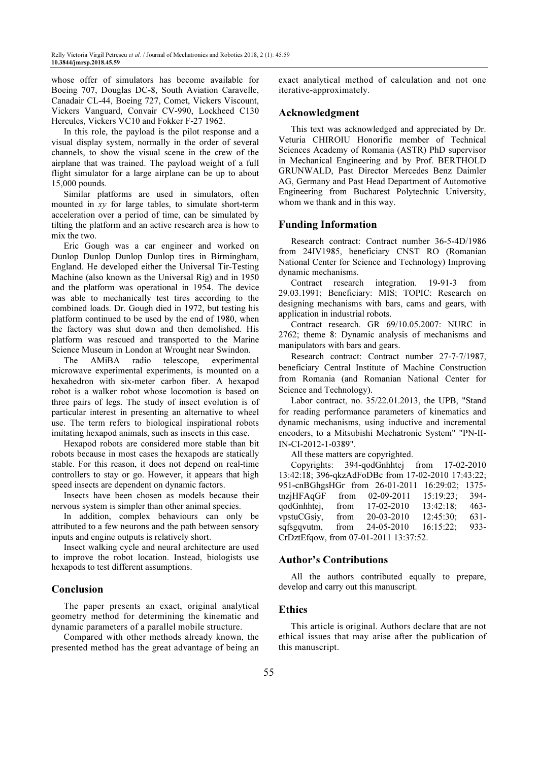whose offer of simulators has become available for Boeing 707, Douglas DC-8, South Aviation Caravelle, Canadair CL-44, Boeing 727, Comet, Vickers Viscount, Vickers Vanguard, Convair CV-990, Lockheed C130 Hercules, Vickers VC10 and Fokker F-27 1962.

In this role, the payload is the pilot response and a visual display system, normally in the order of several channels, to show the visual scene in the crew of the airplane that was trained. The payload weight of a full flight simulator for a large airplane can be up to about 15,000 pounds.

Similar platforms are used in simulators, often mounted in *xy* for large tables, to simulate short-term acceleration over a period of time, can be simulated by tilting the platform and an active research area is how to mix the two.

Eric Gough was a car engineer and worked on Dunlop Dunlop Dunlop Dunlop tires in Birmingham, England. He developed either the Universal Tir-Testing Machine (also known as the Universal Rig) and in 1950 and the platform was operational in 1954. The device was able to mechanically test tires according to the combined loads. Dr. Gough died in 1972, but testing his platform continued to be used by the end of 1980, when the factory was shut down and then demolished. His platform was rescued and transported to the Marine Science Museum in London at Wrought near Swindon.

The AMiBA radio telescope, experimental microwave experimental experiments, is mounted on a hexahedron with six-meter carbon fiber. A hexapod robot is a walker robot whose locomotion is based on three pairs of legs. The study of insect evolution is of particular interest in presenting an alternative to wheel use. The term refers to biological inspirational robots imitating hexapod animals, such as insects in this case.

Hexapod robots are considered more stable than bit robots because in most cases the hexapods are statically stable. For this reason, it does not depend on real-time controllers to stay or go. However, it appears that high speed insects are dependent on dynamic factors.

Insects have been chosen as models because their nervous system is simpler than other animal species.

In addition, complex behaviours can only be attributed to a few neurons and the path between sensory inputs and engine outputs is relatively short.

Insect walking cycle and neural architecture are used to improve the robot location. Instead, biologists use hexapods to test different assumptions.

## Conclusion

The paper presents an exact, original analytical geometry method for determining the kinematic and dynamic parameters of a parallel mobile structure.

Compared with other methods already known, the presented method has the great advantage of being an exact analytical method of calculation and not one iterative-approximately.

## Acknowledgment

This text was acknowledged and appreciated by Dr. Veturia CHIROIU Honorific member of Technical Sciences Academy of Romania (ASTR) PhD supervisor in Mechanical Engineering and by Prof. BERTHOLD GRUNWALD, Past Director Mercedes Benz Daimler AG, Germany and Past Head Department of Automotive Engineering from Bucharest Polytechnic University, whom we thank and in this way.

## Funding Information

Research contract: Contract number 36-5-4D/1986 from 24IV1985, beneficiary CNST RO (Romanian National Center for Science and Technology) Improving dynamic mechanisms.

Contract research integration. 19-91-3 from 29.03.1991; Beneficiary: MIS; TOPIC: Research on designing mechanisms with bars, cams and gears, with application in industrial robots.

Contract research. GR 69/10.05.2007: NURC in 2762; theme 8: Dynamic analysis of mechanisms and manipulators with bars and gears.

Research contract: Contract number 27-7-7/1987, beneficiary Central Institute of Machine Construction from Romania (and Romanian National Center for Science and Technology).

Labor contract, no. 35/22.01.2013, the UPB, "Stand for reading performance parameters of kinematics and dynamic mechanisms, using inductive and incremental encoders, to a Mitsubishi Mechatronic System" "PN-II-IN-CI-2012-1-0389".

All these matters are copyrighted.

Copyrights: 394-qodGnhhtej from 17-02-2010 13:42:18; 396-qkzAdFoDBc from 17-02-2010 17:43:22; 951-cnBGhgsHGr from 26-01-2011 16:29:02; 1375-tnzjHFAqGF from 02-09-2011 15:19:23; 394-qodGnhhtej, from 17-02-2010 13:42:18; 463-vpstuCGsiy, from 20-03-2010 12:45:30; 631-sqfsgqvutm, from 24-05-2010 16:15:22; 933-CrDztEfqow, from 07-01-2011 13:37:52.

## Author's Contributions

All the authors contributed equally to prepare, develop and carry out this manuscript.

## Ethics

This article is original. Authors declare that are not ethical issues that may arise after the publication of this manuscript.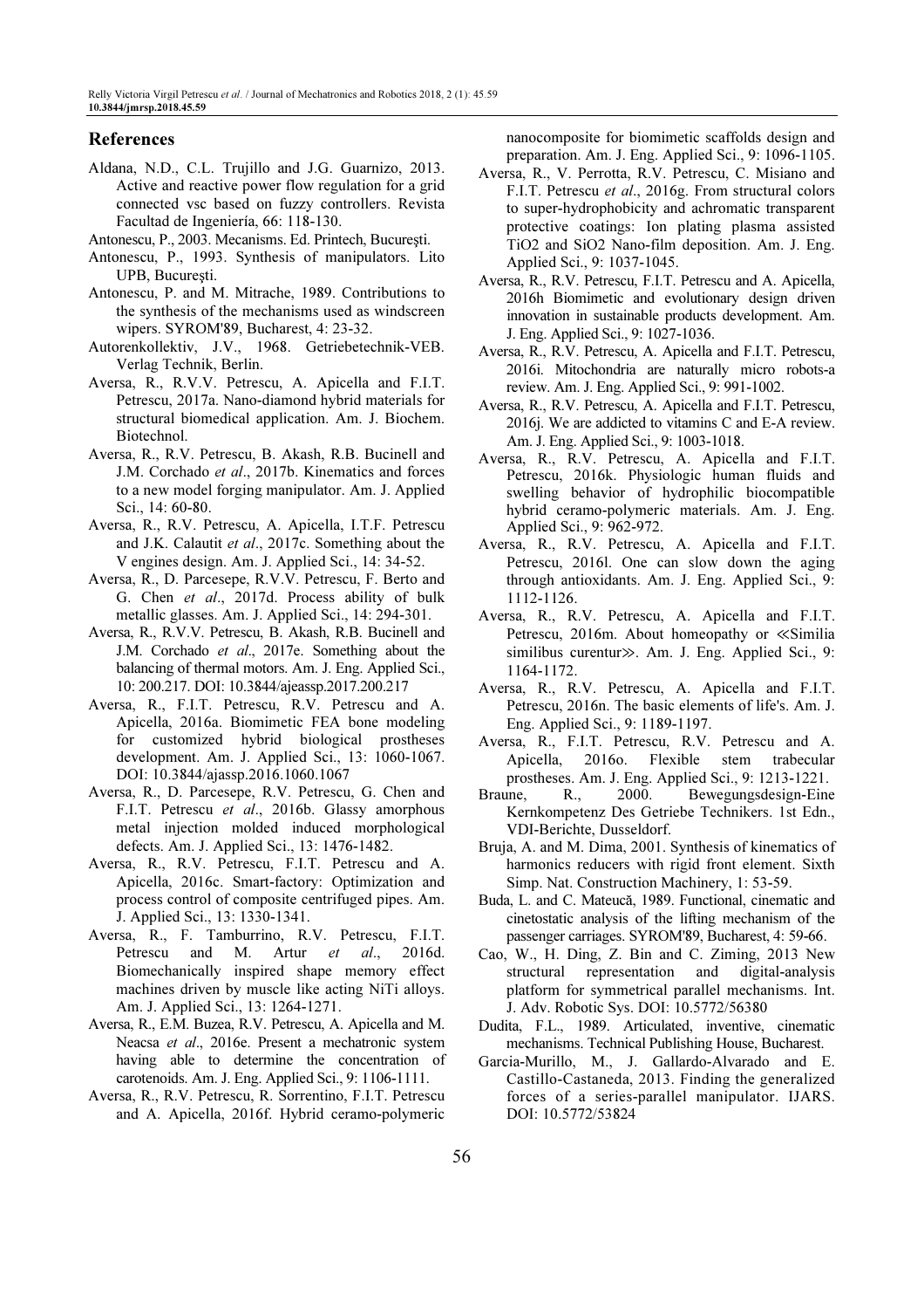## References

Aldana, N.D., C.L. Trujillo and J.G. Guarnizo, 2013. Active and reactive power flow regulation for a grid connected vsc based on fuzzy controllers. Revista Facultad de Ingeniería, 66: 118-130.

Antonescu, P., 2003. Mecanisms. Ed. Printech, Bucureşti.

Antonescu, P., 1993. Synthesis of manipulators. Lito UPB, Bucureşti.

Antonescu, P. and M. Mitrache, 1989. Contributions to the synthesis of the mechanisms used as windscreen wipers. SYROM'89, Bucharest, 4: 23-32.

Autorenkollektiv, J.V., 1968. Getriebetechnik-VEB. Verlag Technik, Berlin.

Aversa, R., R.V.V. Petrescu, A. Apicella and F.I.T. Petrescu, 2017a. Nano-diamond hybrid materials for structural biomedical application. Am. J. Biochem. Biotechnol.

Aversa, R., R.V. Petrescu, B. Akash, R.B. Bucinell and J.M. Corchado *et al*., 2017b. Kinematics and forces to a new model forging manipulator. Am. J. Applied Sci., 14: 60-80.

Aversa, R., R.V. Petrescu, A. Apicella, I.T.F. Petrescu and J.K. Calautit *et al*., 2017c. Something about the V engines design. Am. J. Applied Sci., 14: 34-52.

Aversa, R., D. Parcesepe, R.V.V. Petrescu, F. Berto and G. Chen *et al*., 2017d. Process ability of bulk metallic glasses. Am. J. Applied Sci., 14: 294-301.

Aversa, R., R.V.V. Petrescu, B. Akash, R.B. Bucinell and J.M. Corchado *et al*., 2017e. Something about the balancing of thermal motors. Am. J. Eng. Applied Sci., 10: 200.217. DOI: 10.3844/ajeassp.2017.200.217

Aversa, R., F.I.T. Petrescu, R.V. Petrescu and A. Apicella, 2016a. Biomimetic FEA bone modeling for customized hybrid biological prostheses development. Am. J. Applied Sci., 13: 1060-1067. DOI: 10.3844/ajassp.2016.1060.1067

Aversa, R., D. Parcesepe, R.V. Petrescu, G. Chen and F.I.T. Petrescu *et al*., 2016b. Glassy amorphous metal injection molded induced morphological defects. Am. J. Applied Sci., 13: 1476-1482.

Aversa, R., R.V. Petrescu, F.I.T. Petrescu and A. Apicella, 2016c. Smart-factory: Optimization and process control of composite centrifuged pipes. Am. J. Applied Sci., 13: 1330-1341.

Aversa, R., F. Tamburrino, R.V. Petrescu, F.I.T. Petrescu and M. Artur *et al*., 2016d. Biomechanically inspired shape memory effect machines driven by muscle like acting NiTi alloys. Am. J. Applied Sci., 13: 1264-1271.

Aversa, R., E.M. Buzea, R.V. Petrescu, A. Apicella and M. Neacsa *et al*., 2016e. Present a mechatronic system having able to determine the concentration of carotenoids. Am. J. Eng. Applied Sci., 9: 1106-1111.

Aversa, R., R.V. Petrescu, R. Sorrentino, F.I.T. Petrescu and A. Apicella, 2016f. Hybrid ceramo-polymeric nanocomposite for biomimetic scaffolds design and preparation. Am. J. Eng. Applied Sci., 9: 1096-1105.

Aversa, R., V. Perrotta, R.V. Petrescu, C. Misiano and F.I.T. Petrescu *et al*., 2016g. From structural colors to super-hydrophobicity and achromatic transparent protective coatings: Ion plating plasma assisted TiO2 and SiO2 Nano-film deposition. Am. J. Eng. Applied Sci., 9: 1037-1045.

Aversa, R., R.V. Petrescu, F.I.T. Petrescu and A. Apicella, 2016h Biomimetic and evolutionary design driven innovation in sustainable products development. Am. J. Eng. Applied Sci., 9: 1027-1036.

Aversa, R., R.V. Petrescu, A. Apicella and F.I.T. Petrescu, 2016i. Mitochondria are naturally micro robots-a review. Am. J. Eng. Applied Sci., 9: 991-1002.

Aversa, R., R.V. Petrescu, A. Apicella and F.I.T. Petrescu, 2016j. We are addicted to vitamins C and E-A review. Am. J. Eng. Applied Sci., 9: 1003-1018.

Aversa, R., R.V. Petrescu, A. Apicella and F.I.T. Petrescu, 2016k. Physiologic human fluids and swelling behavior of hydrophilic biocompatible hybrid ceramo-polymeric materials. Am. J. Eng. Applied Sci., 9: 962-972.

Aversa, R., R.V. Petrescu, A. Apicella and F.I.T. Petrescu, 2016l. One can slow down the aging through antioxidants. Am. J. Eng. Applied Sci., 9: 1112-1126.

Aversa, R., R.V. Petrescu, A. Apicella and F.I.T. Petrescu, 2016m. About homeopathy or ≪Similia similibus curentur≫. Am. J. Eng. Applied Sci., 9: 1164-1172.

Aversa, R., R.V. Petrescu, A. Apicella and F.I.T. Petrescu, 2016n. The basic elements of life's. Am. J. Eng. Applied Sci., 9: 1189-1197.

Aversa, R., F.I.T. Petrescu, R.V. Petrescu and A. Apicella, 2016o. Flexible stem trabecular prostheses. Am. J. Eng. Applied Sci., 9: 1213-1221.

Braune, R., 2000. Bewegungsdesign-Eine Kernkompetenz Des Getriebe Technikers. 1st Edn., VDI-Berichte, Dusseldorf.

Bruja, A. and M. Dima, 2001. Synthesis of kinematics of harmonics reducers with rigid front element. Sixth Simp. Nat. Construction Machinery, 1: 53-59.

Buda, L. and C. Mateucă, 1989. Functional, cinematic and cinetostatic analysis of the lifting mechanism of the passenger carriages. SYROM'89, Bucharest, 4: 59-66.

Cao, W., H. Ding, Z. Bin and C. Ziming, 2013 New structural representation and digital-analysis platform for symmetrical parallel mechanisms. Int. J. Adv. Robotic Sys. DOI: 10.5772/56380

Dudita, F.L., 1989. Articulated, inventive, cinematic mechanisms. Technical Publishing House, Bucharest.

Garcia-Murillo, M., J. Gallardo-Alvarado and E. Castillo-Castaneda, 2013. Finding the generalized forces of a series-parallel manipulator. IJARS. DOI: 10.5772/53824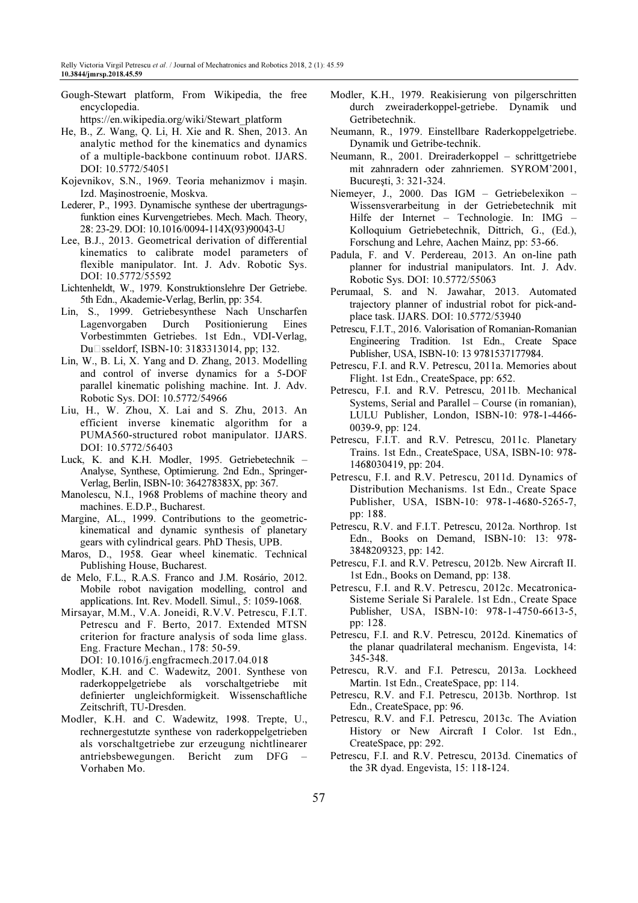Gough-Stewart platform, From Wikipedia, the free encyclopedia. https://en.wikipedia.org/wiki/Stewart_platform

He, B., Z. Wang, Q. Li, H. Xie and R. Shen, 2013. An analytic method for the kinematics and dynamics of a multiple-backbone continuum robot. IJARS. DOI: 10.5772/54051

Kojevnikov, S.N., 1969. Teoria mehanizmov i maşin. Izd. Maşinostroenie, Moskva.

Lederer, P., 1993. Dynamische synthese der ubertragungs-funktion eines Kurvengetriebes. Mech. Mach. Theory, 28: 23-29. DOI: 10.1016/0094-114X(93)90043-U

Lee, B.J., 2013. Geometrical derivation of differential kinematics to calibrate model parameters of flexible manipulator. Int. J. Adv. Robotic Sys. DOI: 10.5772/55592

Lichtenheldt, W., 1979. Konstruktionslehre Der Getriebe. 5th Edn., Akademie-Verlag, Berlin, pp: 354.

Lin, S., 1999. Getriebesynthese Nach Unscharfen Lagenvorgaben Durch Positionierung Eines Vorbestimmten Getriebes. 1st Edn., VDI-Verlag, Du□sseldorf, ISBN-10: 3183313014, pp; 132.

Lin, W., B. Li, X. Yang and D. Zhang, 2013. Modelling and control of inverse dynamics for a 5-DOF parallel kinematic polishing machine. Int. J. Adv. Robotic Sys. DOI: 10.5772/54966

Liu, H., W. Zhou, X. Lai and S. Zhu, 2013. An efficient inverse kinematic algorithm for a PUMA560-structured robot manipulator. IJARS. DOI: 10.5772/56403

Luck, K. and K.H. Modler, 1995. Getriebetechnik – Analyse, Synthese, Optimierung. 2nd Edn., Springer-Verlag, Berlin, ISBN-10: 364278383X, pp: 367.

Manolescu, N.I., 1968 Problems of machine theory and machines. E.D.P., Bucharest.

Margine, AL., 1999. Contributions to the geometric-kinematical and dynamic synthesis of planetary gears with cylindrical gears. PhD Thesis, UPB.

Maros, D., 1958. Gear wheel kinematic. Technical Publishing House, Bucharest.

de Melo, F.L., R.A.S. Franco and J.M. Rosário, 2012. Mobile robot navigation modelling, control and applications. Int. Rev. Modell. Simul., 5: 1059-1068.

Mirsayar, M.M., V.A. Joneidi, R.V.V. Petrescu, F.I.T. Petrescu and F. Berto, 2017. Extended MTSN criterion for fracture analysis of soda lime glass. Eng. Fracture Mechan., 178: 50-59. DOI: 10.1016/j.engfracmech.2017.04.018

Modler, K.H. and C. Wadewitz, 2001. Synthese von raderkoppelgetriebe als vorschaltgetriebe mit definierter ungleichformigkeit. Wissenschaftliche Zeitschrift, TU-Dresden.

Modler, K.H. and C. Wadewitz, 1998. Trepte, U., rechnergestutzte synthese von raderkoppelgetrieben als vorschaltgetriebe zur erzeugung nichtlinearer antriebsbewegungen. Bericht zum DFG – Vorhaben Mo.

Modler, K.H., 1979. Reakisierung von pilgerschritten durch zweiraderkoppel-getriebe. Dynamik und Getribetechnik.

Neumann, R., 1979. Einstellbare Raderkoppelgetriebe. Dynamik und Getribe-technik.

Neumann, R., 2001. Dreiraderkoppel – schrittgetriebe mit zahnradern oder zahnriemen. SYROM'2001, Bucureşti, 3: 321-324.

Niemeyer, J., 2000. Das IGM – Getriebelexikon – Wissensverarbeitung in der Getriebetechnik mit Hilfe der Internet – Technologie. In: IMG – Kolloquium Getriebetechnik, Dittrich, G., (Ed.), Forschung und Lehre, Aachen Mainz, pp: 53-66.

Padula, F. and V. Perdereau, 2013. An on-line path planner for industrial manipulators. Int. J. Adv. Robotic Sys. DOI: 10.5772/55063

Perumaal, S. and N. Jawahar, 2013. Automated trajectory planner of industrial robot for pick-and-place task. IJARS. DOI: 10.5772/53940

Petrescu, F.I.T., 2016. Valorisation of Romanian-Romanian Engineering Tradition. 1st Edn., Create Space Publisher, USA, ISBN-10: 13 9781537177984.

Petrescu, F.I. and R.V. Petrescu, 2011a. Memories about Flight. 1st Edn., CreateSpace, pp: 652.

Petrescu, F.I. and R.V. Petrescu, 2011b. Mechanical Systems, Serial and Parallel – Course (in romanian), LULU Publisher, London, ISBN-10: 978-1-4466-0039-9, pp: 124.

Petrescu, F.I.T. and R.V. Petrescu, 2011c. Planetary Trains. 1st Edn., CreateSpace, USA, ISBN-10: 978-1468030419, pp: 204.

Petrescu, F.I. and R.V. Petrescu, 2011d. Dynamics of Distribution Mechanisms. 1st Edn., Create Space Publisher, USA, ISBN-10: 978-1-4680-5265-7, pp: 188.

Petrescu, R.V. and F.I.T. Petrescu, 2012a. Northrop. 1st Edn., Books on Demand, ISBN-10: 13: 978-3848209323, pp: 142.

Petrescu, F.I. and R.V. Petrescu, 2012b. New Aircraft II. 1st Edn., Books on Demand, pp: 138.

Petrescu, F.I. and R.V. Petrescu, 2012c. Mecatronica-Sisteme Seriale Si Paralele. 1st Edn., Create Space Publisher, USA, ISBN-10: 978-1-4750-6613-5, pp: 128.

Petrescu, F.I. and R.V. Petrescu, 2012d. Kinematics of the planar quadrilateral mechanism. Engevista, 14: 345-348.

Petrescu, R.V. and F.I. Petrescu, 2013a. Lockheed Martin. 1st Edn., CreateSpace, pp: 114.

Petrescu, R.V. and F.I. Petrescu, 2013b. Northrop. 1st Edn., CreateSpace, pp: 96.

Petrescu, R.V. and F.I. Petrescu, 2013c. The Aviation History or New Aircraft I Color. 1st Edn., CreateSpace, pp: 292.

Petrescu, F.I. and R.V. Petrescu, 2013d. Cinematics of the 3R dyad. Engevista, 15: 118-124.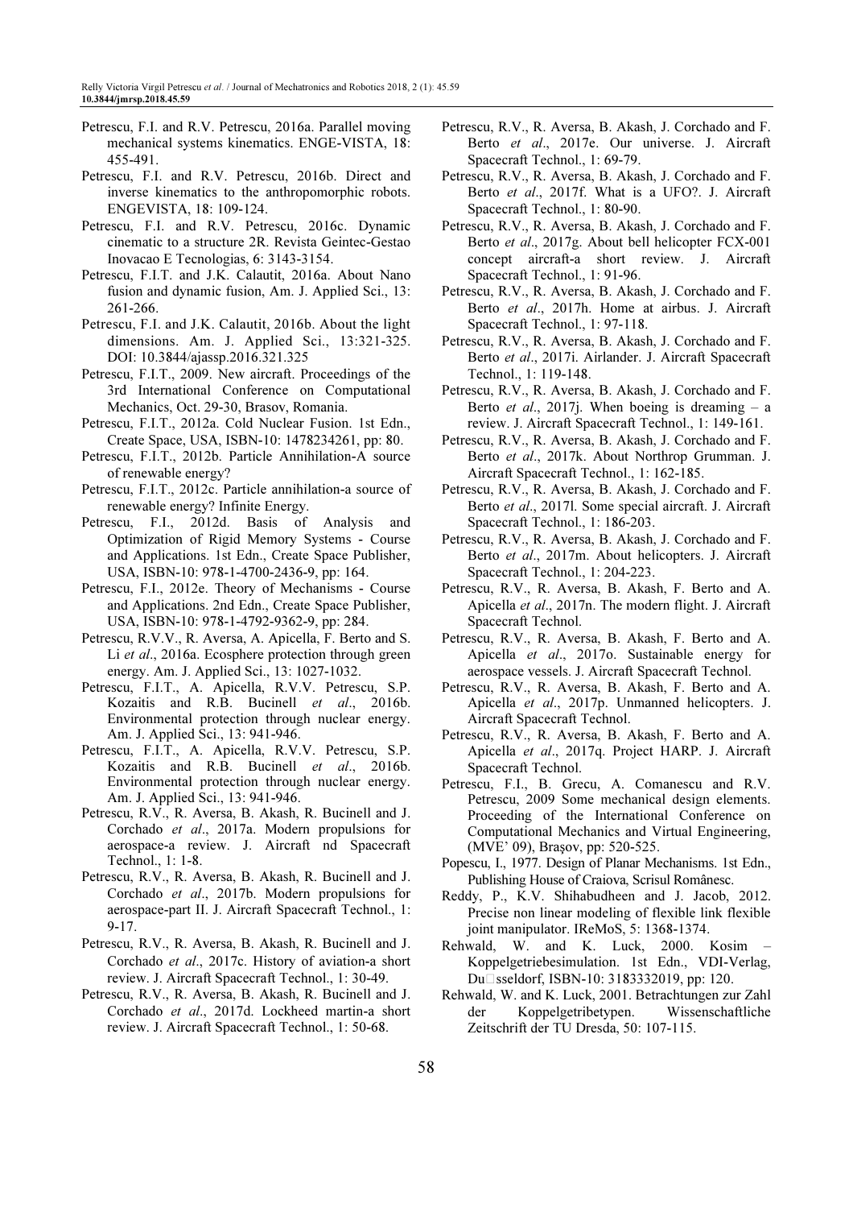Petrescu, F.I. and R.V. Petrescu, 2016a. Parallel moving mechanical systems kinematics. ENGE-VISTA, 18: 455-491.

Petrescu, F.I. and R.V. Petrescu, 2016b. Direct and inverse kinematics to the anthropomorphic robots. ENGEVISTA, 18: 109-124.

Petrescu, F.I. and R.V. Petrescu, 2016c. Dynamic cinematic to a structure 2R. Revista Geintec-Gestao Inovacao E Tecnologias, 6: 3143-3154.

Petrescu, F.I.T. and J.K. Calautit, 2016a. About Nano fusion and dynamic fusion, Am. J. Applied Sci., 13: 261-266.

Petrescu, F.I. and J.K. Calautit, 2016b. About the light dimensions. Am. J. Applied Sci., 13:321-325. DOI: 10.3844/ajassp.2016.321.325

Petrescu, F.I.T., 2009. New aircraft. Proceedings of the 3rd International Conference on Computational Mechanics, Oct. 29-30, Brasov, Romania.

Petrescu, F.I.T., 2012a. Cold Nuclear Fusion. 1st Edn., Create Space, USA, ISBN-10: 1478234261, pp: 80.

Petrescu, F.I.T., 2012b. Particle Annihilation-A source of renewable energy?

Petrescu, F.I.T., 2012c. Particle annihilation-a source of renewable energy? Infinite Energy.

Petrescu, F.I., 2012d. Basis of Analysis and Optimization of Rigid Memory Systems - Course and Applications. 1st Edn., Create Space Publisher, USA, ISBN-10: 978-1-4700-2436-9, pp: 164.

Petrescu, F.I., 2012e. Theory of Mechanisms - Course and Applications. 2nd Edn., Create Space Publisher, USA, ISBN-10: 978-1-4792-9362-9, pp: 284.

Petrescu, R.V.V., R. Aversa, A. Apicella, F. Berto and S. Li *et al*., 2016a. Ecosphere protection through green energy. Am. J. Applied Sci., 13: 1027-1032.

Petrescu, F.I.T., A. Apicella, R.V.V. Petrescu, S.P. Kozaitis and R.B. Bucinell *et al*., 2016b. Environmental protection through nuclear energy. Am. J. Applied Sci., 13: 941-946.

Petrescu, F.I.T., A. Apicella, R.V.V. Petrescu, S.P. Kozaitis and R.B. Bucinell *et al*., 2016b. Environmental protection through nuclear energy. Am. J. Applied Sci., 13: 941-946.

Petrescu, R.V., R. Aversa, B. Akash, R. Bucinell and J. Corchado *et al*., 2017a. Modern propulsions for aerospace-a review. J. Aircraft nd Spacecraft Technol., 1: 1-8.

Petrescu, R.V., R. Aversa, B. Akash, R. Bucinell and J. Corchado *et al*., 2017b. Modern propulsions for aerospace-part II. J. Aircraft Spacecraft Technol., 1: 9-17.

Petrescu, R.V., R. Aversa, B. Akash, R. Bucinell and J. Corchado *et al*., 2017c. History of aviation-a short review. J. Aircraft Spacecraft Technol., 1: 30-49.

Petrescu, R.V., R. Aversa, B. Akash, R. Bucinell and J. Corchado *et al*., 2017d. Lockheed martin-a short review. J. Aircraft Spacecraft Technol., 1: 50-68.

Petrescu, R.V., R. Aversa, B. Akash, J. Corchado and F. Berto *et al*., 2017e. Our universe. J. Aircraft Spacecraft Technol., 1: 69-79.

Petrescu, R.V., R. Aversa, B. Akash, J. Corchado and F. Berto *et al*., 2017f. What is a UFO?. J. Aircraft Spacecraft Technol., 1: 80-90.

Petrescu, R.V., R. Aversa, B. Akash, J. Corchado and F. Berto *et al*., 2017g. About bell helicopter FCX-001 concept aircraft-a short review. J. Aircraft Spacecraft Technol., 1: 91-96.

Petrescu, R.V., R. Aversa, B. Akash, J. Corchado and F. Berto *et al*., 2017h. Home at airbus. J. Aircraft Spacecraft Technol., 1: 97-118.

Petrescu, R.V., R. Aversa, B. Akash, J. Corchado and F. Berto *et al*., 2017i. Airlander. J. Aircraft Spacecraft Technol., 1: 119-148.

Petrescu, R.V., R. Aversa, B. Akash, J. Corchado and F. Berto *et al*., 2017j. When boeing is dreaming – a review. J. Aircraft Spacecraft Technol., 1: 149-161.

Petrescu, R.V., R. Aversa, B. Akash, J. Corchado and F. Berto *et al*., 2017k. About Northrop Grumman. J. Aircraft Spacecraft Technol., 1: 162-185.

Petrescu, R.V., R. Aversa, B. Akash, J. Corchado and F. Berto *et al*., 2017l. Some special aircraft. J. Aircraft Spacecraft Technol., 1: 186-203.

Petrescu, R.V., R. Aversa, B. Akash, J. Corchado and F. Berto *et al*., 2017m. About helicopters. J. Aircraft Spacecraft Technol., 1: 204-223.

Petrescu, R.V., R. Aversa, B. Akash, F. Berto and A. Apicella *et al*., 2017n. The modern flight. J. Aircraft Spacecraft Technol.

Petrescu, R.V., R. Aversa, B. Akash, F. Berto and A. Apicella *et al*., 2017o. Sustainable energy for aerospace vessels. J. Aircraft Spacecraft Technol.

Petrescu, R.V., R. Aversa, B. Akash, F. Berto and A. Apicella *et al*., 2017p. Unmanned helicopters. J. Aircraft Spacecraft Technol.

Petrescu, R.V., R. Aversa, B. Akash, F. Berto and A. Apicella *et al*., 2017q. Project HARP. J. Aircraft Spacecraft Technol.

Petrescu, F.I., B. Grecu, A. Comanescu and R.V. Petrescu, 2009 Some mechanical design elements. Proceeding of the International Conference on Computational Mechanics and Virtual Engineering, (MVE' 09), Braşov, pp: 520-525.

Popescu, I., 1977. Design of Planar Mechanisms. 1st Edn., Publishing House of Craiova, Scrisul Românesc.

Reddy, P., K.V. Shihabudheen and J. Jacob, 2012. Precise non linear modeling of flexible link flexible joint manipulator. IReMoS, 5: 1368-1374.

Rehwald, W. and K. Luck, 2000. Kosim – Koppelgetriebesimulation. 1st Edn., VDI-Verlag, Du□sseldorf, ISBN-10: 3183332019, pp: 120.

Rehwald, W. and K. Luck, 2001. Betrachtungen zur Zahl der Koppelgetribetypen. Wissenschaftliche Zeitschrift der TU Dresda, 50: 107-115.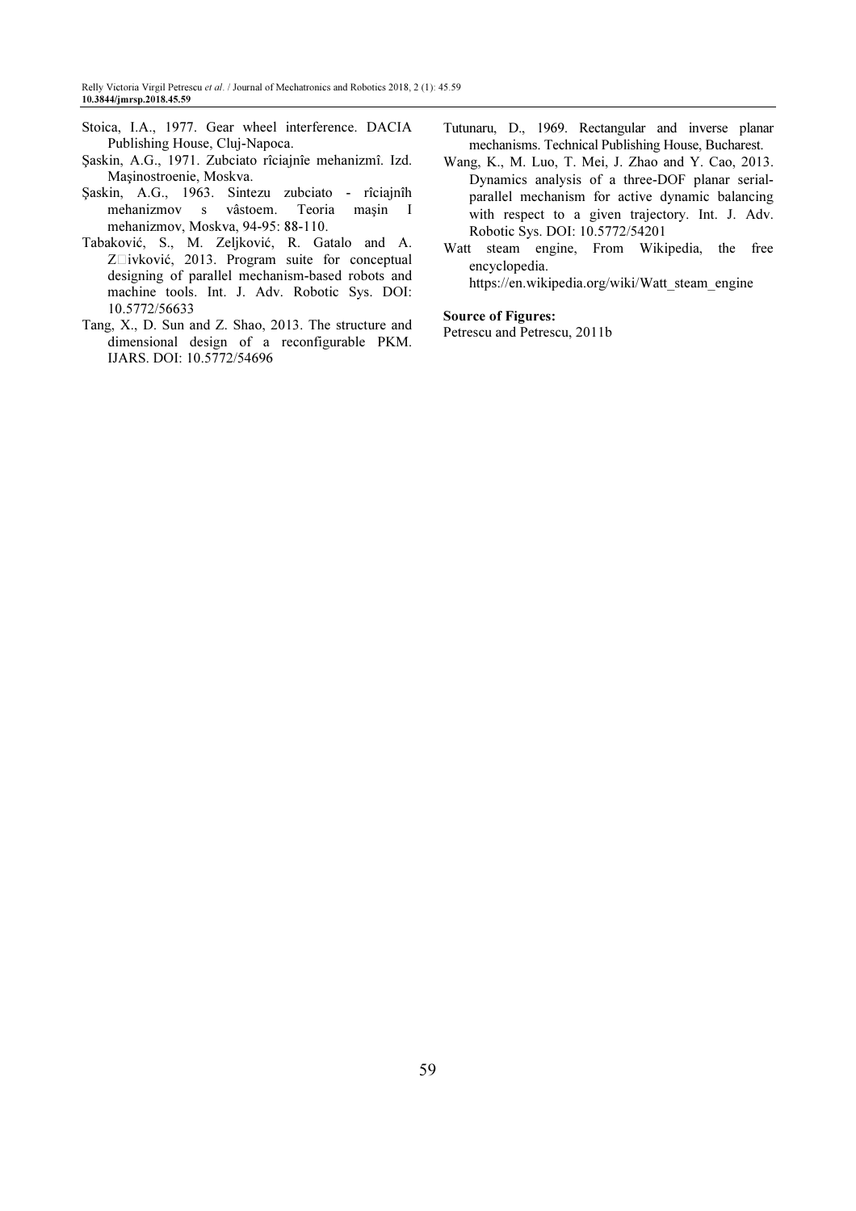Stoica, I.A., 1977. Gear wheel interference. DACIA Publishing House, Cluj-Napoca.

Şaskin, A.G., 1971. Zubciato rîciajnîe mehanizmî. Izd. Maşinostroenie, Moskva.

Şaskin, A.G., 1963. Sintezu zubciato - rîciajnîh mehanizmov s vâstoem. Teoria maşin I mehanizmov, Moskva, 94-95: 88-110.

Taboković, S., M. Zeljković, R. Gatalo and A. Z□ivković, 2013. Program suite for conceptual designing of parallel mechanism-based robots and machine tools. Int. J. Adv. Robotic Sys. DOI: 10.5772/56633

Tang, X., D. Sun and Z. Shao, 2013. The structure and dimensional design of a reconfigurable PKM. IJARS. DOI: 10.5772/54696

Tutunaru, D., 1969. Rectangular and inverse planar mechanisms. Technical Publishing House, Bucharest.

Wang, K., M. Luo, T. Mei, J. Zhao and Y. Cao, 2013. Dynamics analysis of a three-DOF planar serial-parallel mechanism for active dynamic balancing with respect to a given trajectory. Int. J. Adv. Robotic Sys. DOI: 10.5772/54201

Watt steam engine, From Wikipedia, the free encyclopedia. https://en.wikipedia.org/wiki/Watt_steam_engine

**Source of Figures:**

Petrescu and Petrescu, 2011b